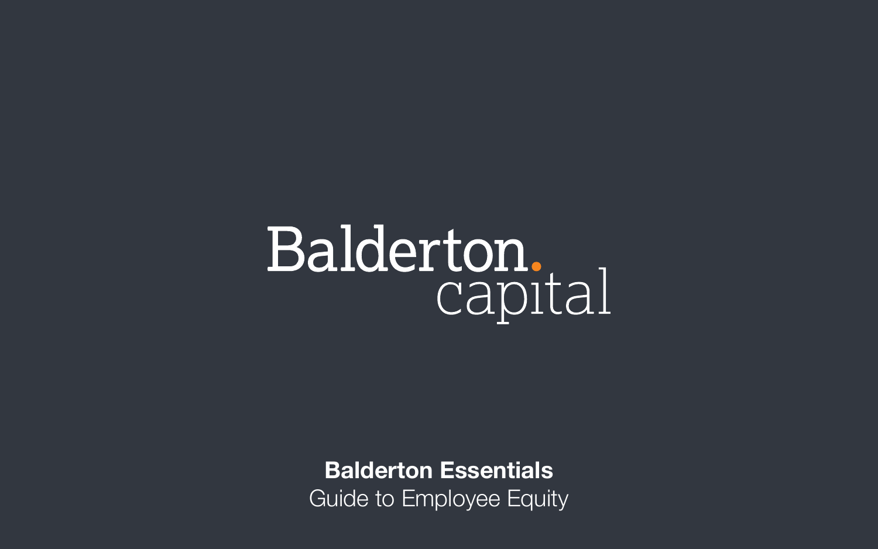Balderton. capital

**Balderton Essentials**

Guide to Employee Equity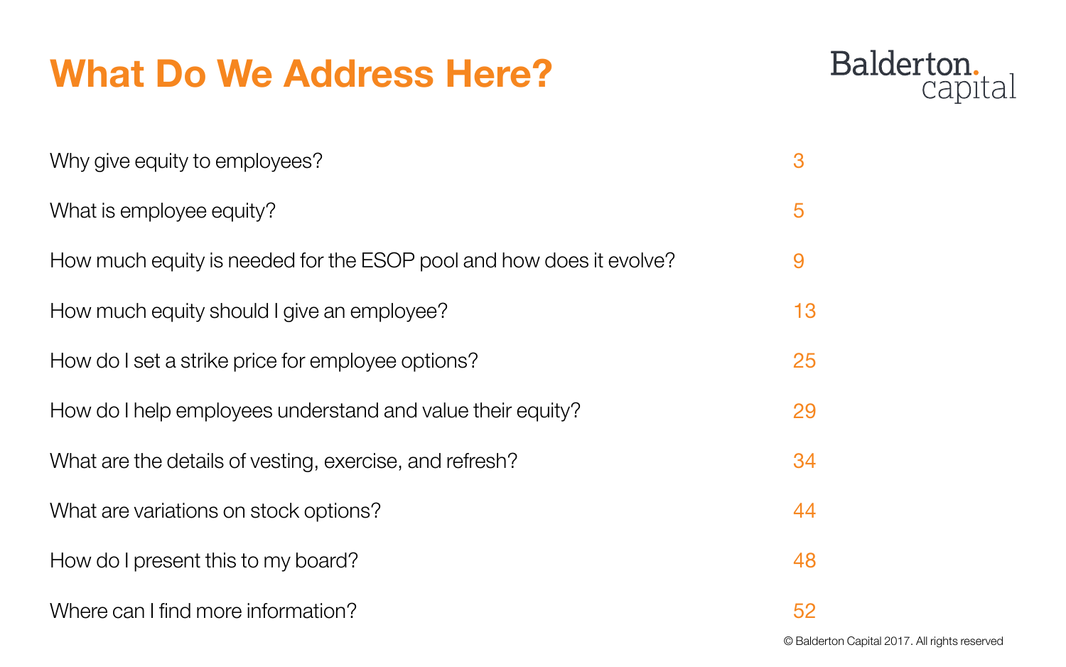# What Do We Address Here?

Balderton. capital

| | |
|---|---|
| Why give equity to employees? | 3 |
| What is employee equity? | 5 |
| How much equity is needed for the ESOP pool and how does it evolve? | 9 |
| How much equity should I give an employee? | 13 |
| How do I set a strike price for employee options? | 25 |
| How do I help employees understand and value their equity? | 29 |
| What are the details of vesting, exercise, and refresh? | 34 |
| What are variations on stock options? | 44 |
| How do I present this to my board? | 48 |
| Where can I find more information? | 52 |

© Balderton Capital 2017. All rights reserved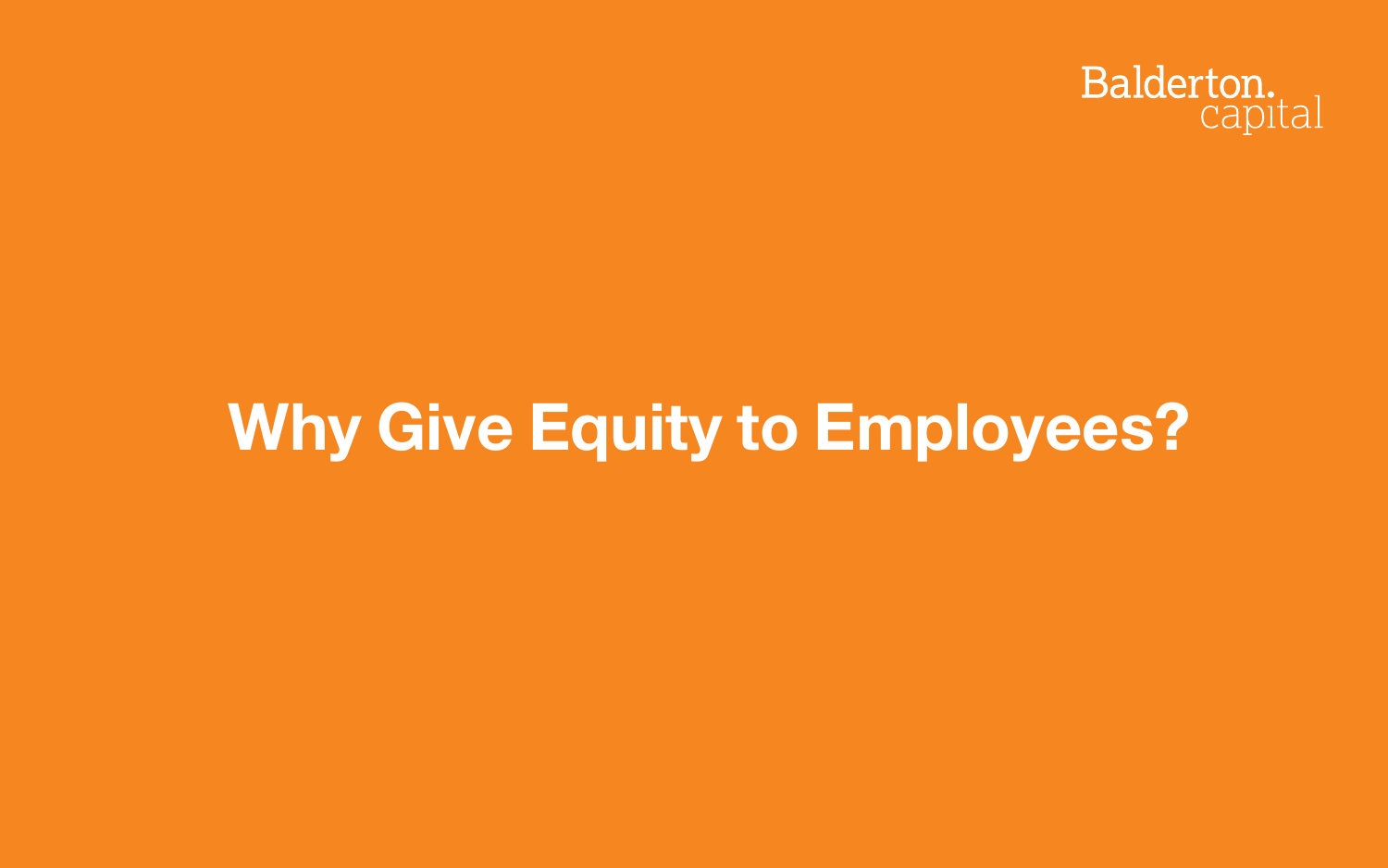# Why Give Equity to Employees?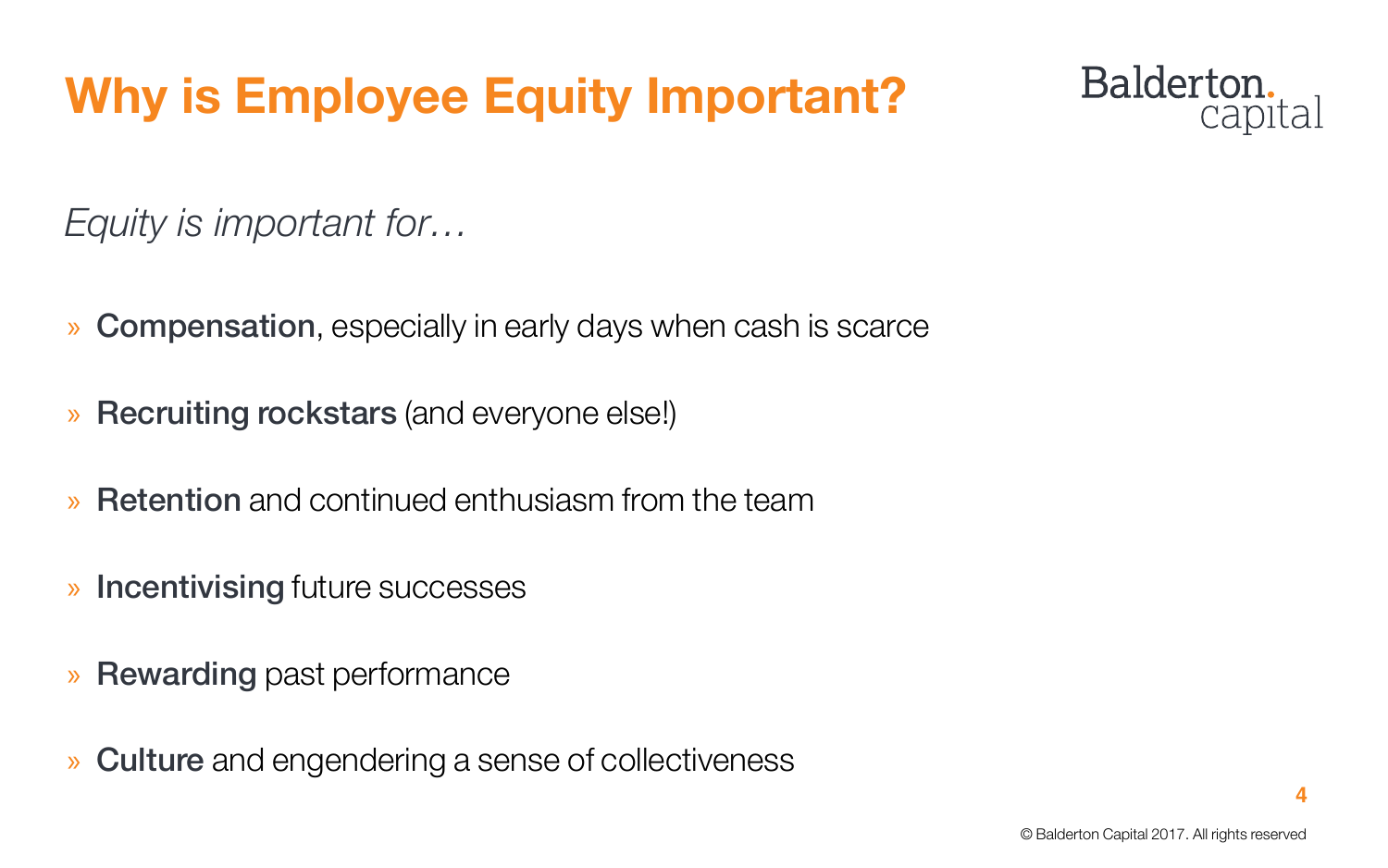# Why is Employee Equity Important?

*Equity is important for…*

- **Compensation**, especially in early days when cash is scarce
- **Recruiting rockstars** (and everyone else!)
- **Retention** and continued enthusiasm from the team
- **Incentivising** future successes
- **Rewarding** past performance
- **Culture** and engendering a sense of collectiveness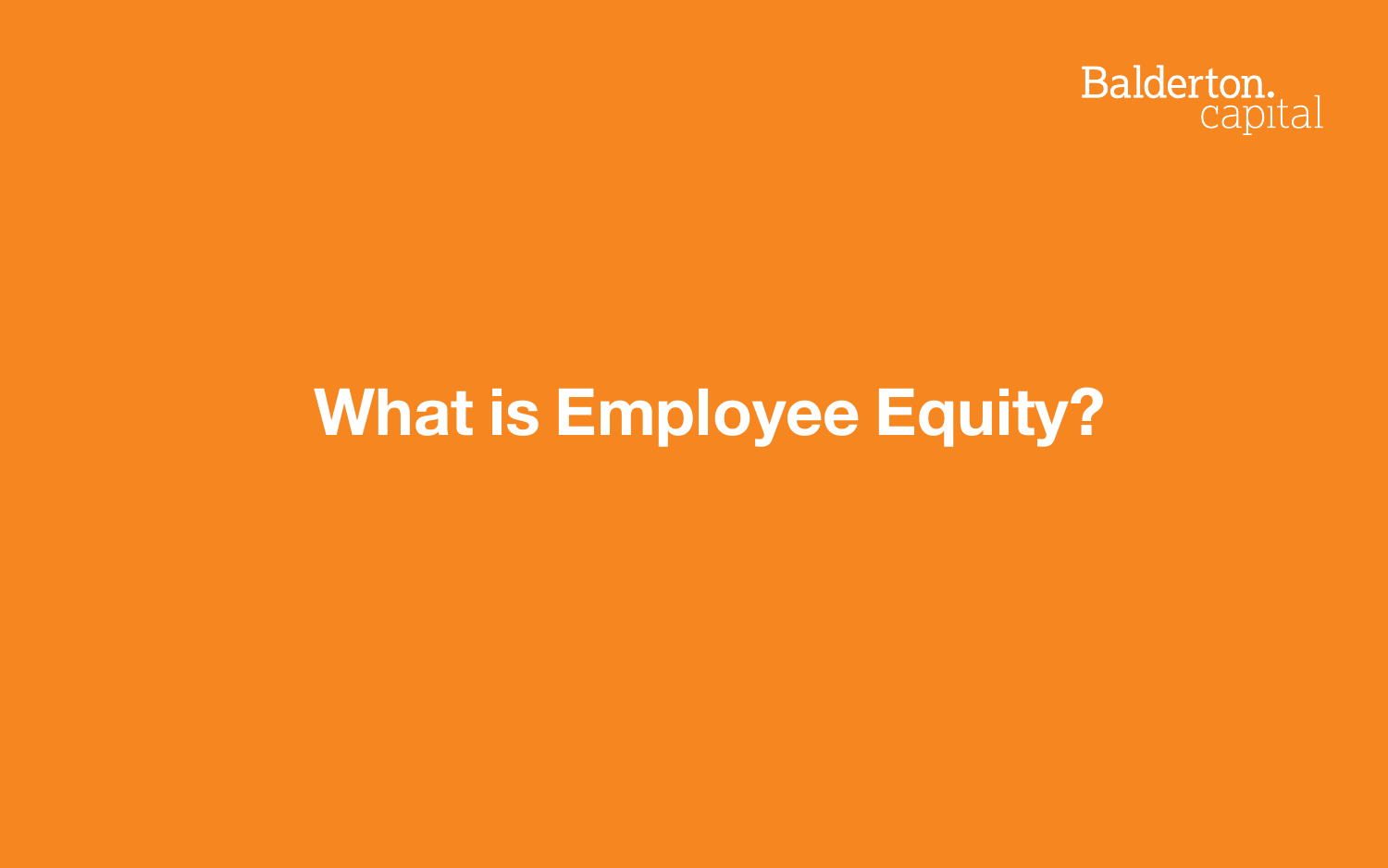# What is Employee Equity?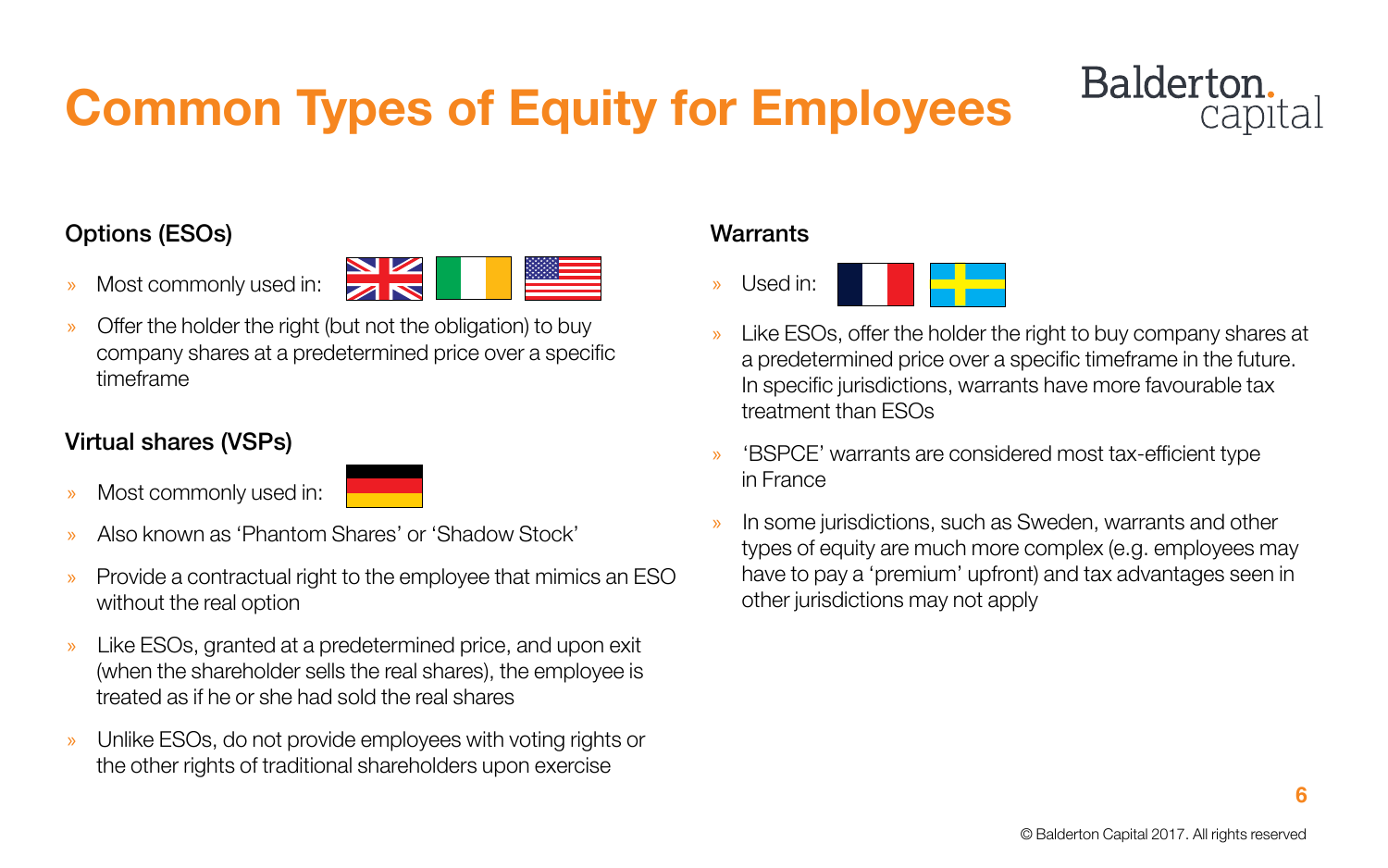# Common Types of Equity for Employees

## Options (ESOs)

- Most commonly used in:
- Offer the holder the right (but not the obligation) to buy company shares at a predetermined price over a specific timeframe

## Virtual shares (VSPs)

- Most commonly used in:
- Also known as 'Phantom Shares' or 'Shadow Stock'
- Provide a contractual right to the employee that mimics an ESO without the real option
- Like ESOs, granted at a predetermined price, and upon exit (when the shareholder sells the real shares), the employee is treated as if he or she had sold the real shares
- Unlike ESOs, do not provide employees with voting rights or the other rights of traditional shareholders upon exercise

## Warrants

- Used in:
- Like ESOs, offer the holder the right to buy company shares at a predetermined price over a specific timeframe in the future. In specific jurisdictions, warrants have more favourable tax treatment than ESOs
- 'BSPCE' warrants are considered most tax-efficient type in France
- In some jurisdictions, such as Sweden, warrants and other types of equity are much more complex (e.g. employees may have to pay a 'premium' upfront) and tax advantages seen in other jurisdictions may not apply

© Balderton Capital 2017. All rights reserved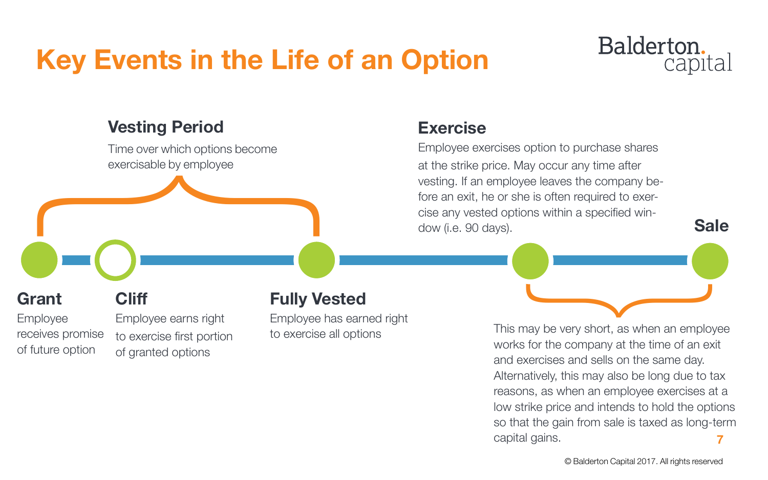# Key Events in the Life of an Option

### Vesting Period

Time over which options become exercisable by employee

### Grant

Employee receives promise of future option

### Cliff

Employee earns right to exercise first portion of granted options

### Fully Vested

Employee has earned right to exercise all options

### Exercise

Employee exercises option to purchase shares at the strike price. May occur any time after vesting. If an employee leaves the company before an exit, he or she is often required to exercise any vested options within a specified window (i.e. 90 days).

### Sale

This may be very short, as when an employee works for the company at the time of an exit and exercises and sells on the same day. Alternatively, this may also be long due to tax reasons, as when an employee exercises at a low strike price and intends to hold the options so that the gain from sale is taxed as long-term capital gains.

© Balderton Capital 2017. All rights reserved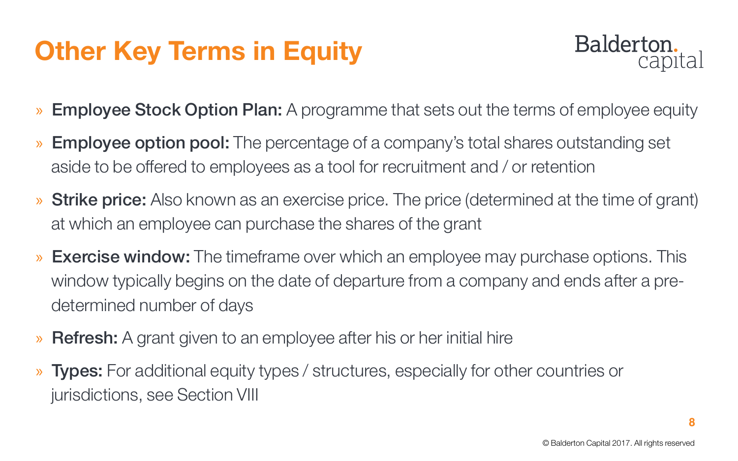# Other Key Terms in Equity

- **Employee Stock Option Plan:** A programme that sets out the terms of employee equity
- **Employee option pool:** The percentage of a company's total shares outstanding set aside to be offered to employees as a tool for recruitment and / or retention
- **Strike price:** Also known as an exercise price. The price (determined at the time of grant) at which an employee can purchase the shares of the grant
- **Exercise window:** The timeframe over which an employee may purchase options. This window typically begins on the date of departure from a company and ends after a pre-determined number of days
- **Refresh:** A grant given to an employee after his or her initial hire
- **Types:** For additional equity types / structures, especially for other countries or jurisdictions, see Section VIII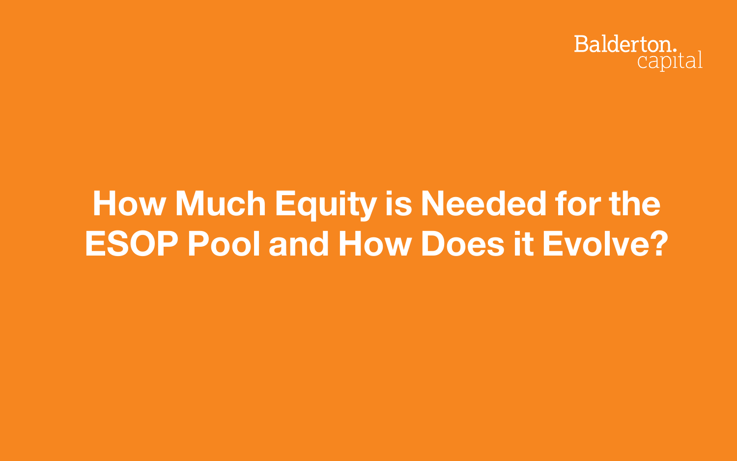# How Much Equity is Needed for the ESOP Pool and How Does it Evolve?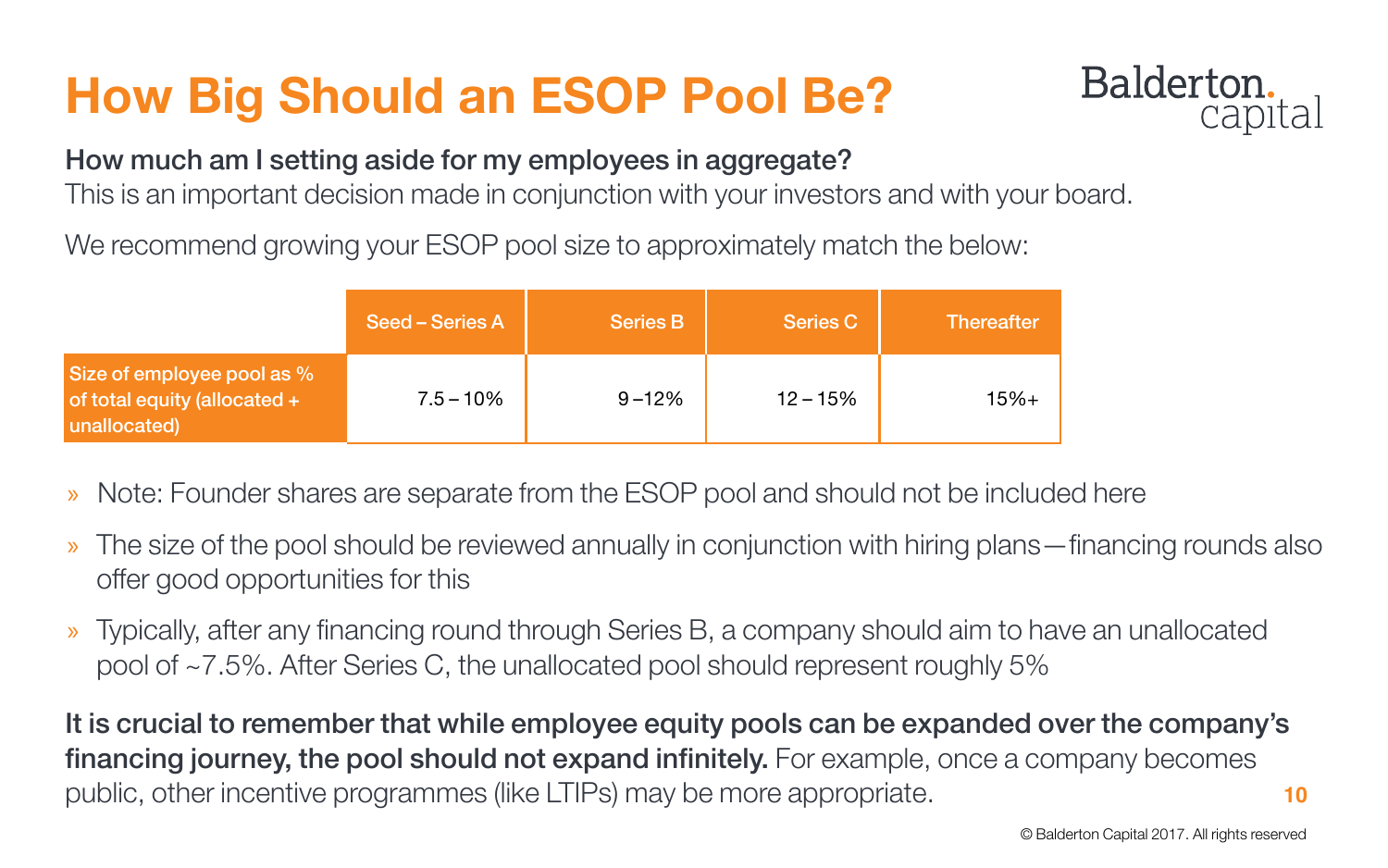# How Big Should an ESOP Pool Be?

**How much am I setting aside for my employees in aggregate?**

This is an important decision made in conjunction with your investors and with your board.

We recommend growing your ESOP pool size to approximately match the below:

| | Seed – Series A | Series B | Series C | Thereafter |
|---|---|---|---|---|
| Size of employee pool as % of total equity (allocated + unallocated) | 7.5 – 10% | 9 –12% | 12 – 15% | 15%+ |

- Note: Founder shares are separate from the ESOP pool and should not be included here
- The size of the pool should be reviewed annually in conjunction with hiring plans—financing rounds also offer good opportunities for this
- Typically, after any financing round through Series B, a company should aim to have an unallocated pool of ~7.5%. After Series C, the unallocated pool should represent roughly 5%

**It is crucial to remember that while employee equity pools can be expanded over the company's financing journey, the pool should not expand infinitely.** For example, once a company becomes public, other incentive programmes (like LTIPs) may be more appropriate.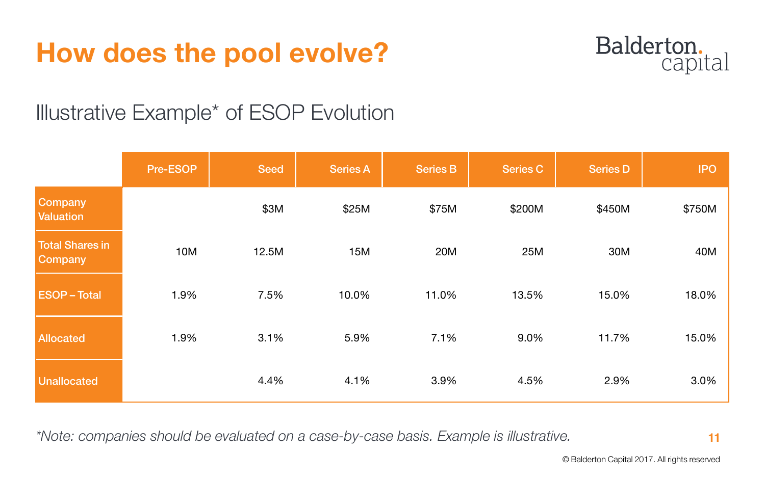# How does the pool evolve?

## Illustrative Example* of ESOP Evolution

| | Pre-ESOP | Seed | Series A | Series B | Series C | Series D | IPO |
|---|---|---|---|---|---|---|---|
| Company Valuation | | $3M | $25M | $75M | $200M | $450M | $750M |
| Total Shares in Company | 10M | 12.5M | 15M | 20M | 25M | 30M | 40M |
| ESOP – Total | 1.9% | 7.5% | 10.0% | 11.0% | 13.5% | 15.0% | 18.0% |
| Allocated | 1.9% | 3.1% | 5.9% | 7.1% | 9.0% | 11.7% | 15.0% |
| Unallocated | | 4.4% | 4.1% | 3.9% | 4.5% | 2.9% | 3.0% |

**Note: companies should be evaluated on a case-by-case basis. Example is illustrative.*

© Balderton Capital 2017. All rights reserved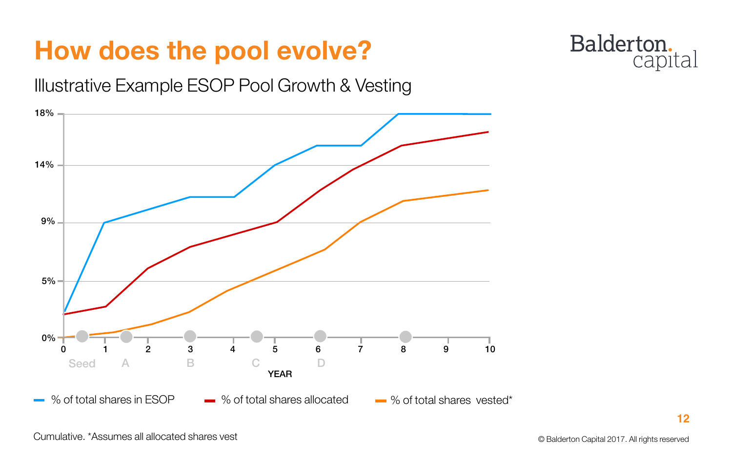# How does the pool evolve?

Illustrative Example ESOP Pool Growth & Vesting

18%
14%
9%
5%
0%

0 1 2 3 4 5 6 7 8 9 10

Seed A B C D

YEAR

- % of total shares in ESOP
- % of total shares allocated
- % of total shares vested*

Cumulative. *Assumes all allocated shares vest

© Balderton Capital 2017. All rights reserved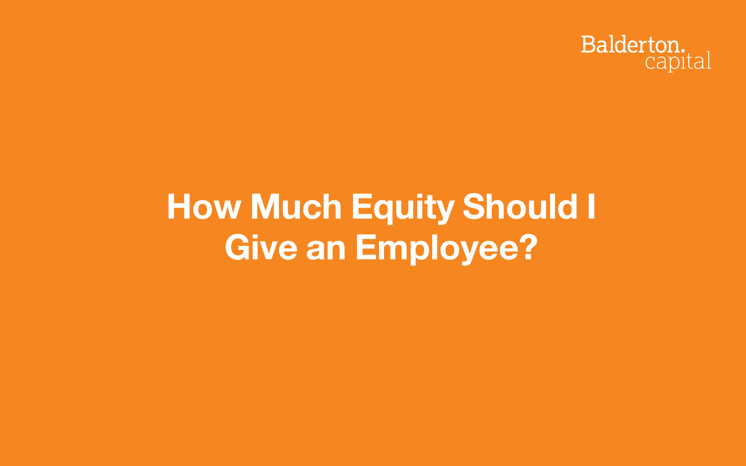# How Much Equity Should I Give an Employee?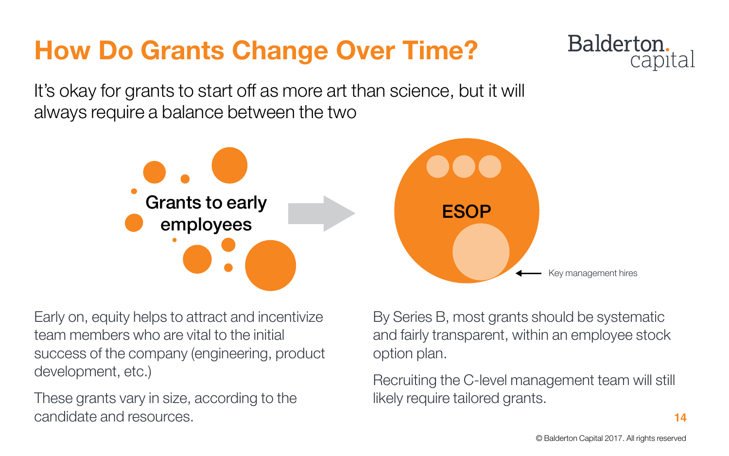# How Do Grants Change Over Time?

It's okay for grants to start off as more art than science, but it will always require a balance between the two

Grants to early employees

ESOP

Key management hires

Early on, equity helps to attract and incentivize team members who are vital to the initial success of the company (engineering, product development, etc.)

These grants vary in size, according to the candidate and resources.

By Series B, most grants should be systematic and fairly transparent, within an employee stock option plan.

Recruiting the C-level management team will still likely require tailored grants.

© Balderton Capital 2017. All rights reserved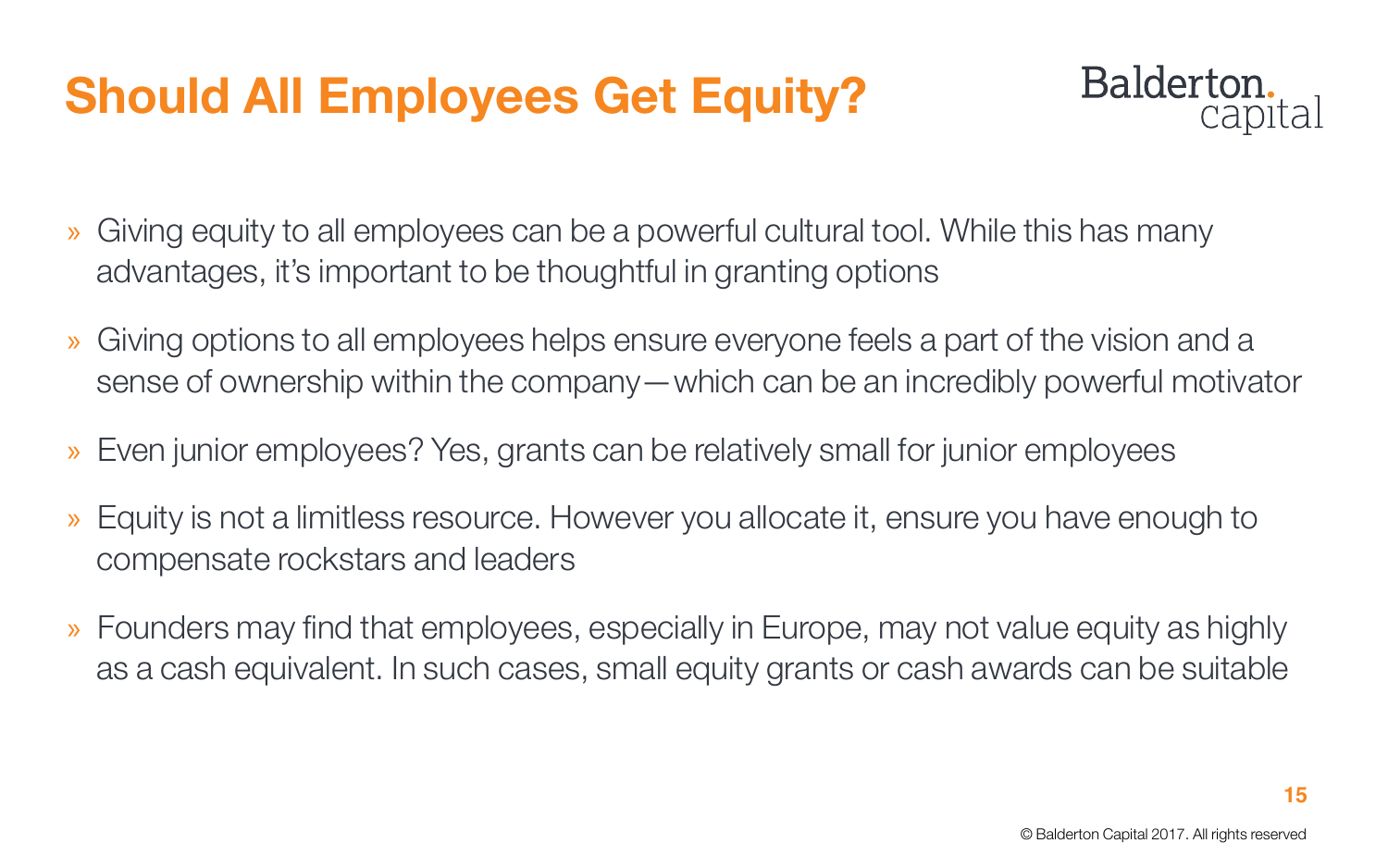# Should All Employees Get Equity?

- Giving equity to all employees can be a powerful cultural tool. While this has many advantages, it's important to be thoughtful in granting options
- Giving options to all employees helps ensure everyone feels a part of the vision and a sense of ownership within the company—which can be an incredibly powerful motivator
- Even junior employees? Yes, grants can be relatively small for junior employees
- Equity is not a limitless resource. However you allocate it, ensure you have enough to compensate rockstars and leaders
- Founders may find that employees, especially in Europe, may not value equity as highly as a cash equivalent. In such cases, small equity grants or cash awards can be suitable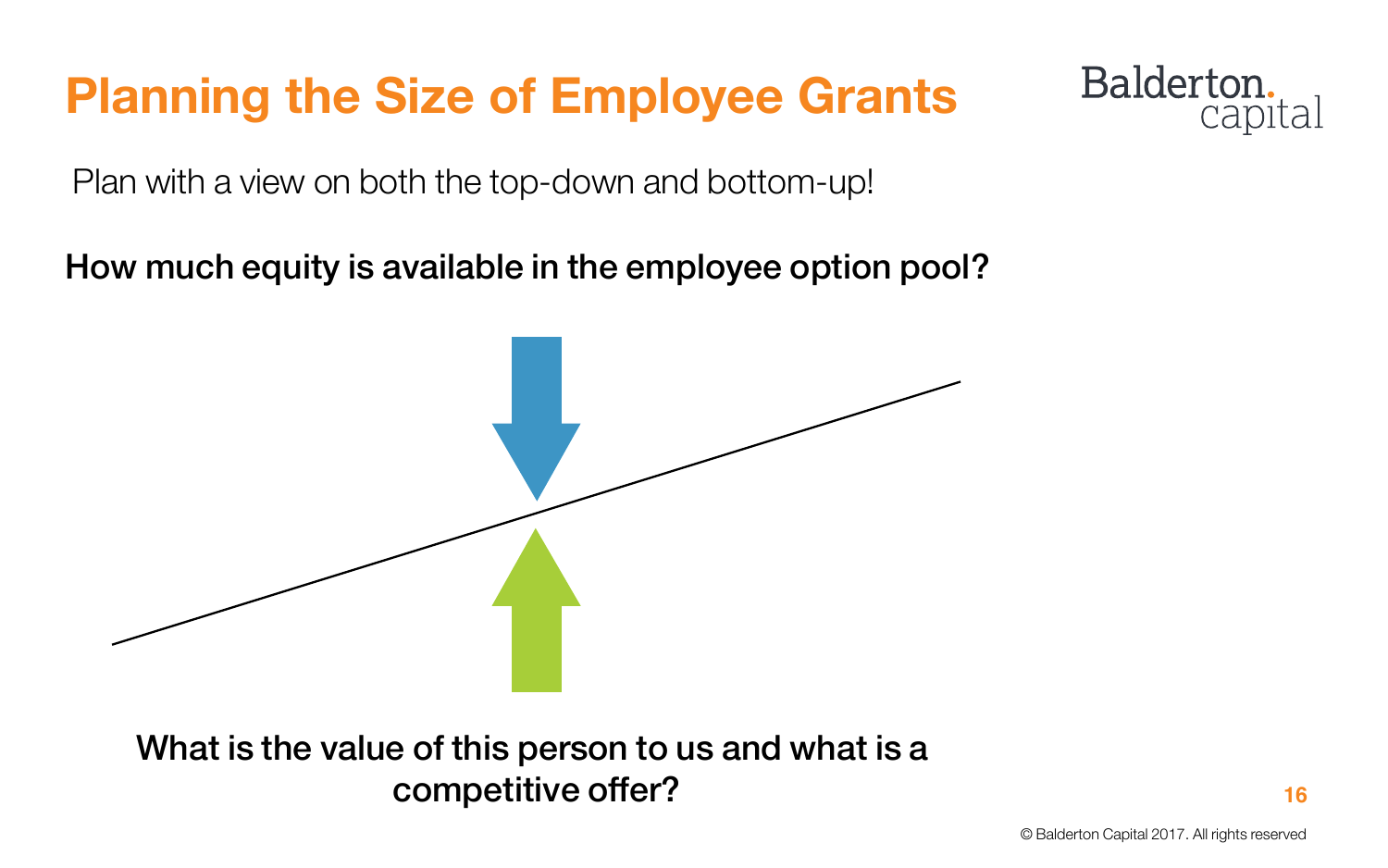# Planning the Size of Employee Grants

Plan with a view on both the top-down and bottom-up!

**How much equity is available in the employee option pool?**

**What is the value of this person to us and what is a competitive offer?**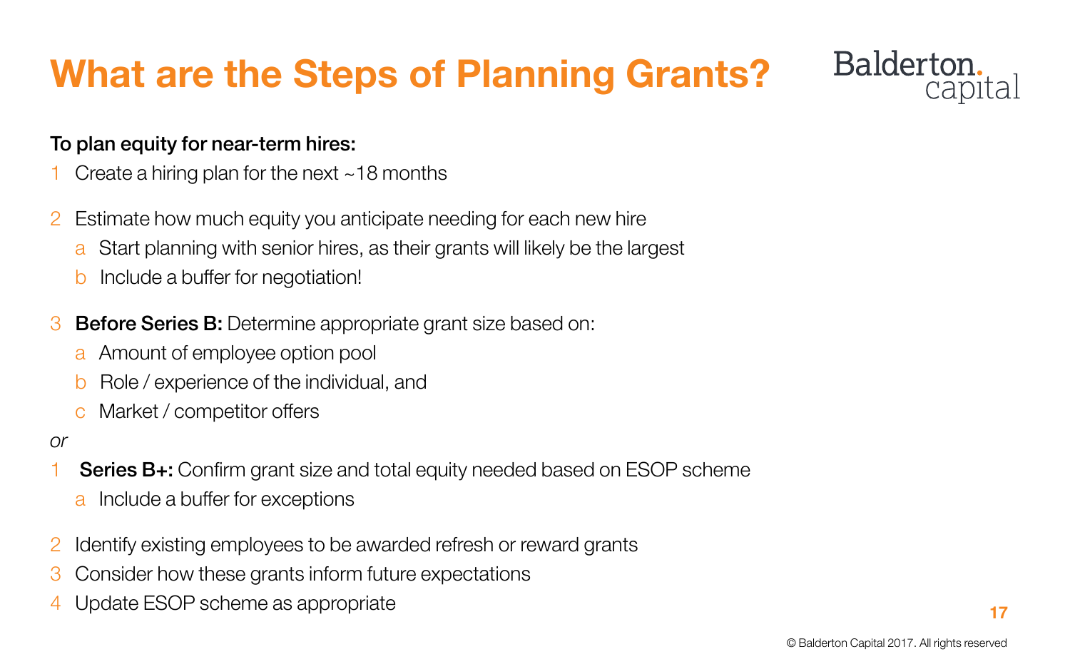# What are the Steps of Planning Grants?

**To plan equity for near-term hires:**

1. Create a hiring plan for the next ~18 months
2. Estimate how much equity you anticipate needing for each new hire
   a. Start planning with senior hires, as their grants will likely be the largest
   b. Include a buffer for negotiation!
3. **Before Series B:** Determine appropriate grant size based on:
   a. Amount of employee option pool
   b. Role / experience of the individual, and
   c. Market / competitor offers

*or*

1. **Series B+:** Confirm grant size and total equity needed based on ESOP scheme
   a. Include a buffer for exceptions
2. Identify existing employees to be awarded refresh or reward grants
3. Consider how these grants inform future expectations
4. Update ESOP scheme as appropriate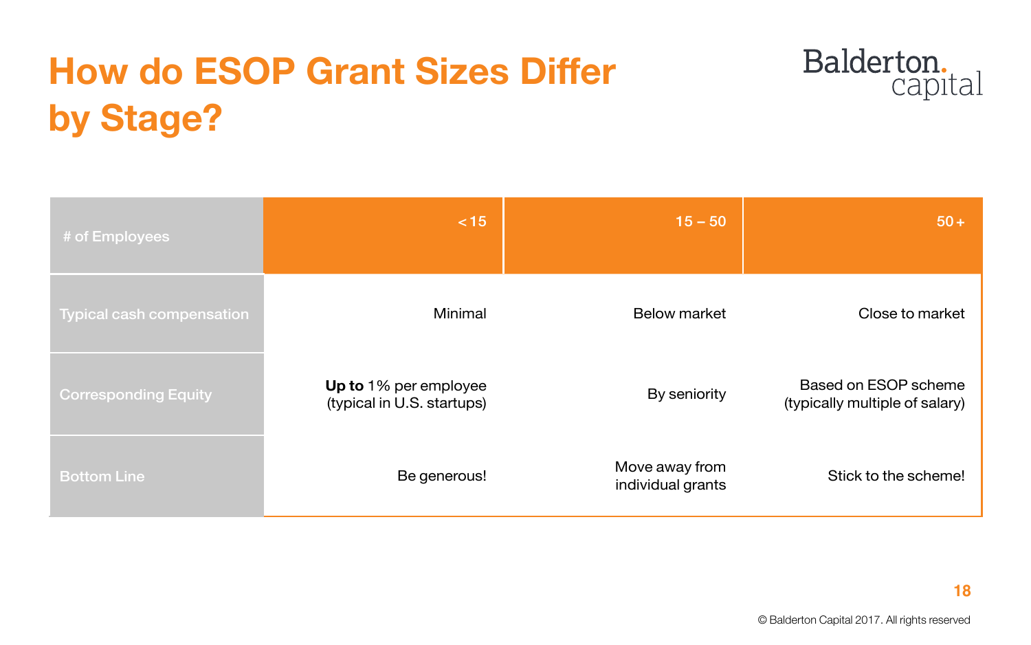# How do ESOP Grant Sizes Differ by Stage?

| # of Employees | < 15 | 15 – 50 | 50 + |
|---|---|---|---|
| Typical cash compensation | Minimal | Below market | Close to market |
| Corresponding Equity | **Up to** 1% per employee (typical in U.S. startups) | By seniority | Based on ESOP scheme (typically multiple of salary) |
| Bottom Line | Be generous! | Move away from individual grants | Stick to the scheme! |

© Balderton Capital 2017. All rights reserved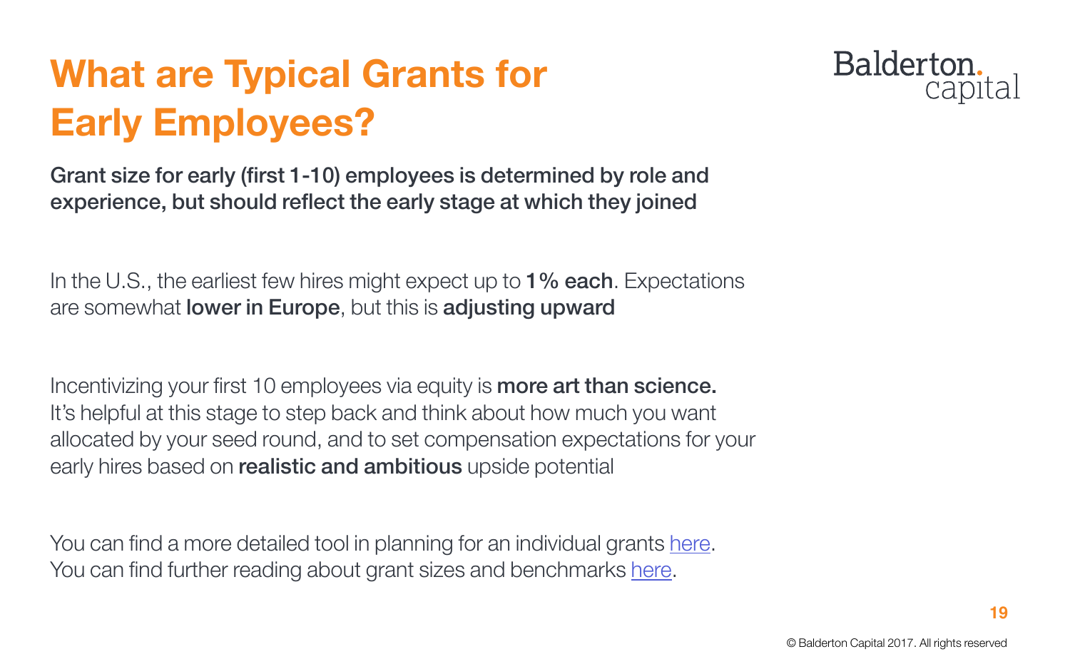# What are Typical Grants for Early Employees?

**Grant size for early (first 1-10) employees is determined by role and experience, but should reflect the early stage at which they joined**

In the U.S., the earliest few hires might expect up to **1% each**. Expectations are somewhat **lower in Europe**, but this is **adjusting upward**

Incentivizing your first 10 employees via equity is **more art than science.** It's helpful at this stage to step back and think about how much you want allocated by your seed round, and to set compensation expectations for your early hires based on **realistic and ambitious** upside potential

You can find a more detailed tool in planning for an individual grants here.
You can find further reading about grant sizes and benchmarks here.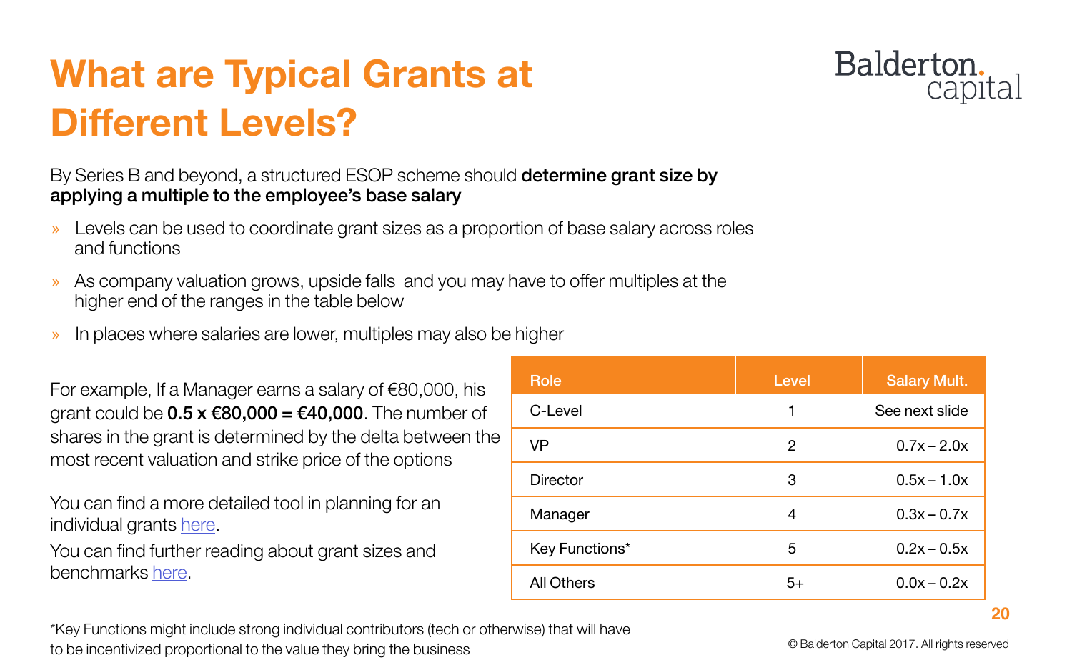# What are Typical Grants at Different Levels?

By Series B and beyond, a structured ESOP scheme should **determine grant size by applying a multiple to the employee's base salary**

- Levels can be used to coordinate grant sizes as a proportion of base salary across roles and functions
- As company valuation grows, upside falls and you may have to offer multiples at the higher end of the ranges in the table below
- In places where salaries are lower, multiples may also be higher

For example, If a Manager earns a salary of €80,000, his grant could be **0.5 x €80,000 = €40,000**. The number of shares in the grant is determined by the delta between the most recent valuation and strike price of the options

You can find a more detailed tool in planning for an individual grants here.

You can find further reading about grant sizes and benchmarks here.

| Role | Level | Salary Mult. |
|---|---|---|
| C-Level | 1 | See next slide |
| VP | 2 | 0.7x – 2.0x |
| Director | 3 | 0.5x – 1.0x |
| Manager | 4 | 0.3x – 0.7x |
| Key Functions* | 5 | 0.2x – 0.5x |
| All Others | 5+ | 0.0x – 0.2x |

*Key Functions might include strong individual contributors (tech or otherwise) that will have to be incentivized proportional to the value they bring the business

© Balderton Capital 2017. All rights reserved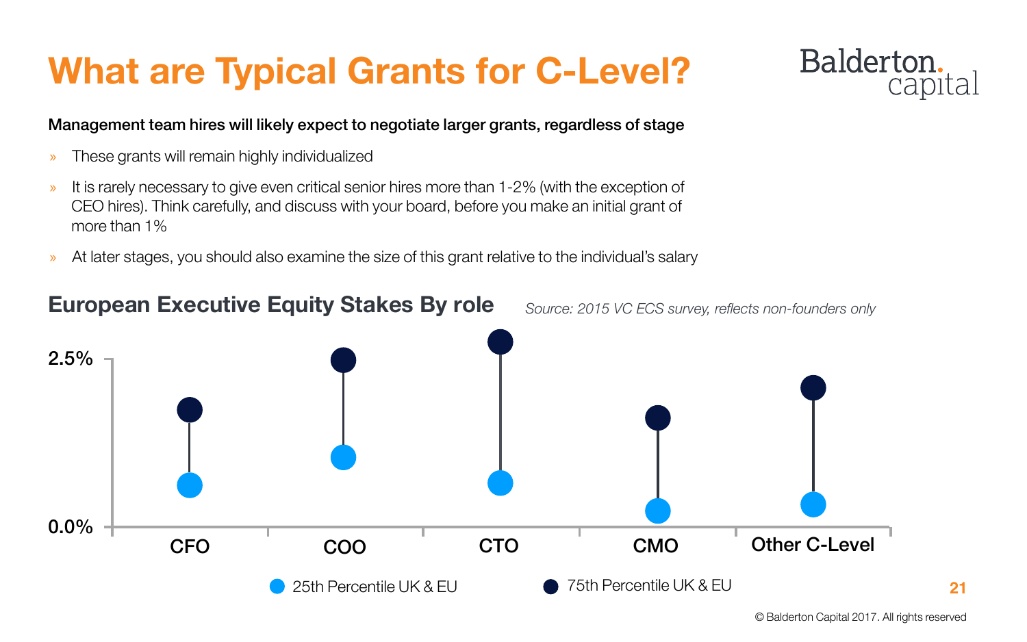# What are Typical Grants for C-Level?

**Management team hires will likely expect to negotiate larger grants, regardless of stage**

- These grants will remain highly individualized
- It is rarely necessary to give even critical senior hires more than 1-2% (with the exception of CEO hires). Think carefully, and discuss with your board, before you make an initial grant of more than 1%
- At later stages, you should also examine the size of this grant relative to the individual's salary

## European Executive Equity Stakes By role

*Source: 2015 VC ECS survey, reflects non-founders only*

2.5%

0.0%

CFO COO CTO CMO Other C-Level

25th Percentile UK & EU

75th Percentile UK & EU

© Balderton Capital 2017. All rights reserved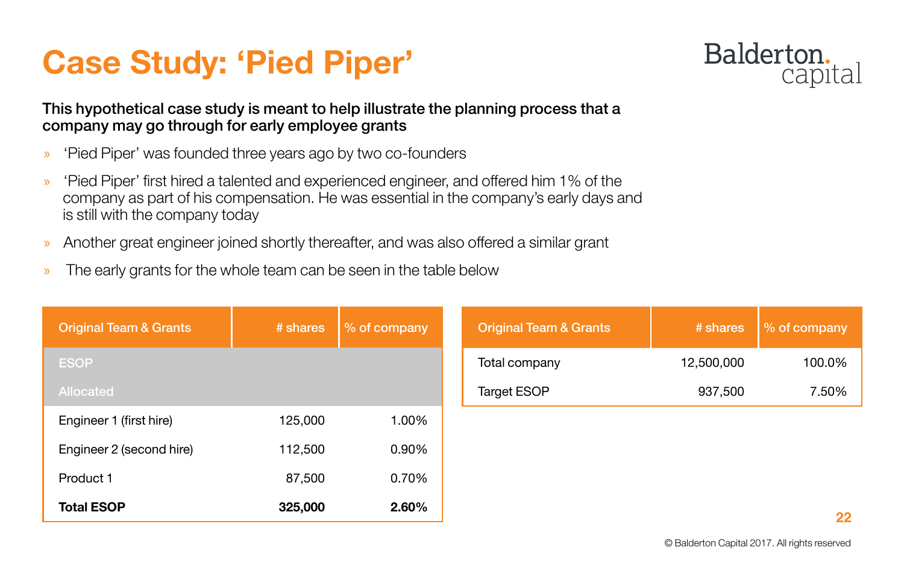# Case Study: 'Pied Piper'

**This hypothetical case study is meant to help illustrate the planning process that a company may go through for early employee grants**

- 'Pied Piper' was founded three years ago by two co-founders
- 'Pied Piper' first hired a talented and experienced engineer, and offered him 1% of the company as part of his compensation. He was essential in the company's early days and is still with the company today
- Another great engineer joined shortly thereafter, and was also offered a similar grant
- The early grants for the whole team can be seen in the table below

| Original Team & Grants | # shares | % of company |
|---|---|---|
| ESOP | | |
| Allocated | | |
| Engineer 1 (first hire) | 125,000 | 1.00% |
| Engineer 2 (second hire) | 112,500 | 0.90% |
| Product 1 | 87,500 | 0.70% |
| **Total ESOP** | **325,000** | **2.60%** |

| Original Team & Grants | # shares | % of company |
|---|---|---|
| Total company | 12,500,000 | 100.0% |
| Target ESOP | 937,500 | 7.50% |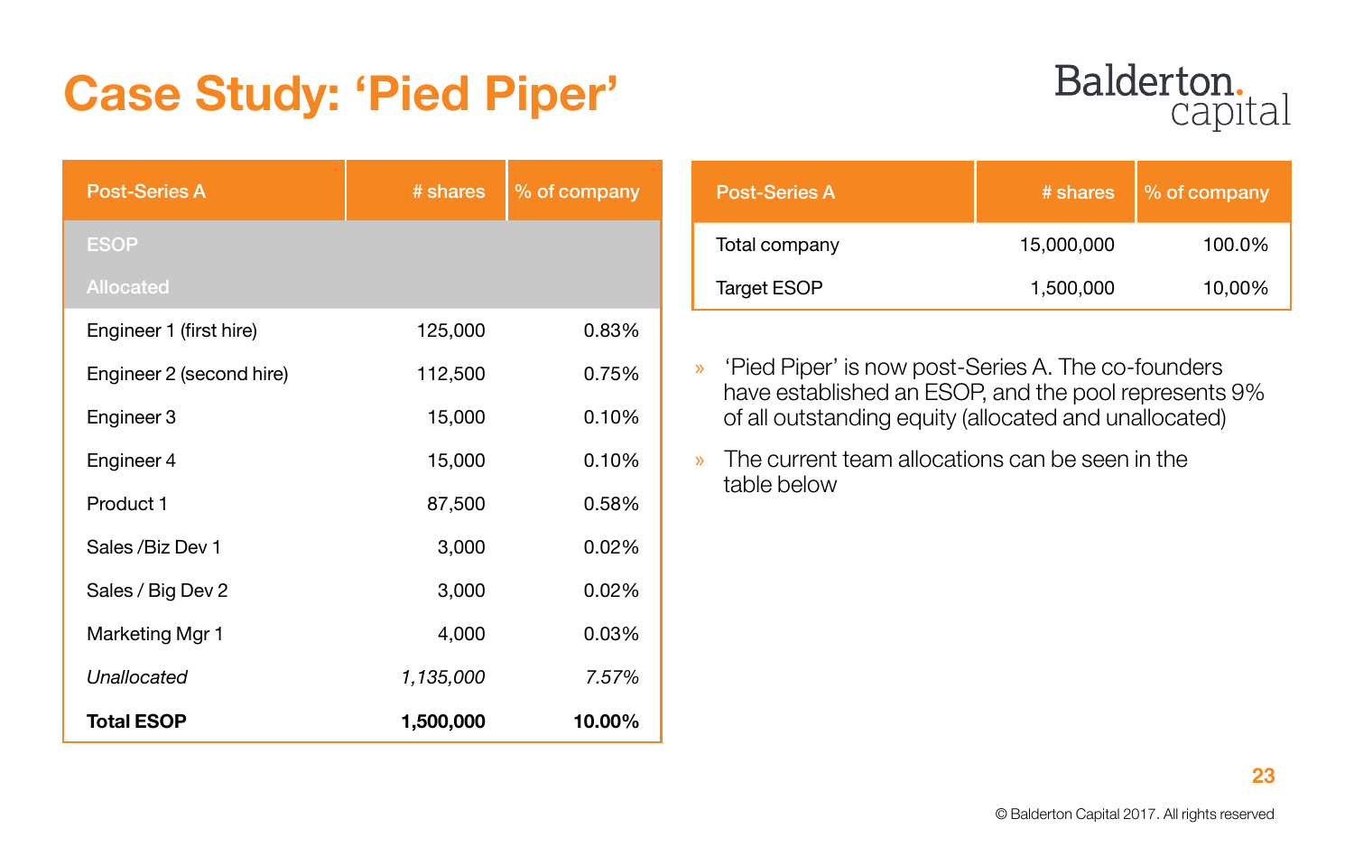# Case Study: 'Pied Piper'

| Post-Series A | # shares | % of company |
|---|---|---|
| ESOP | | |
| Allocated | | |
| Engineer 1 (first hire) | 125,000 | 0.83% |
| Engineer 2 (second hire) | 112,500 | 0.75% |
| Engineer 3 | 15,000 | 0.10% |
| Engineer 4 | 15,000 | 0.10% |
| Product 1 | 87,500 | 0.58% |
| Sales /Biz Dev 1 | 3,000 | 0.02% |
| Sales / Big Dev 2 | 3,000 | 0.02% |
| Marketing Mgr 1 | 4,000 | 0.03% |
| *Unallocated* | *1,135,000* | *7.57%* |
| **Total ESOP** | **1,500,000** | **10.00%** |

| Post-Series A | # shares | % of company |
|---|---|---|
| Total company | 15,000,000 | 100.0% |
| Target ESOP | 1,500,000 | 10,00% |

- 'Pied Piper' is now post-Series A. The co-founders have established an ESOP, and the pool represents 9% of all outstanding equity (allocated and unallocated)
- The current team allocations can be seen in the table below

© Balderton Capital 2017. All rights reserved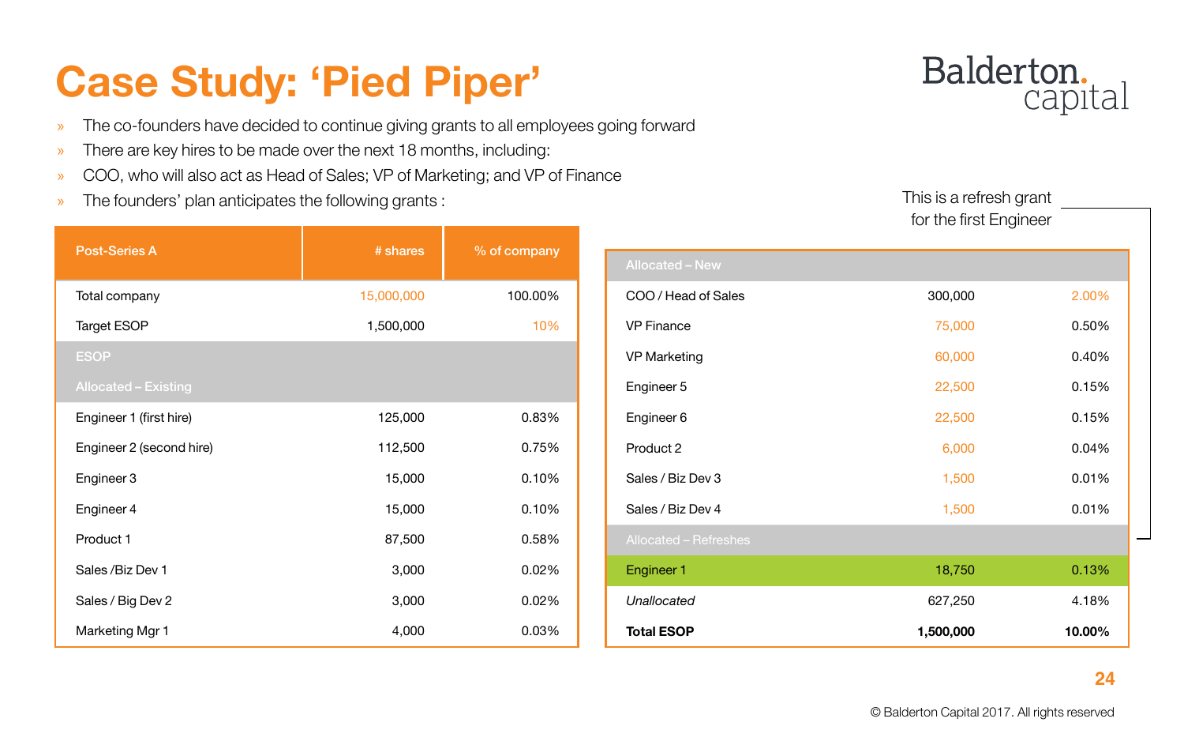# Case Study: 'Pied Piper'

- The co-founders have decided to continue giving grants to all employees going forward
- There are key hires to be made over the next 18 months, including:
- COO, who will also act as Head of Sales; VP of Marketing; and VP of Finance
- The founders' plan anticipates the following grants :

| Post-Series A | # shares | % of company |
|---|---|---|
| Total company | 15,000,000 | 100.00% |
| Target ESOP | 1,500,000 | 10% |
| ESOP | | |
| Allocated – Existing | | |
| Engineer 1 (first hire) | 125,000 | 0.83% |
| Engineer 2 (second hire) | 112,500 | 0.75% |
| Engineer 3 | 15,000 | 0.10% |
| Engineer 4 | 15,000 | 0.10% |
| Product 1 | 87,500 | 0.58% |
| Sales /Biz Dev 1 | 3,000 | 0.02% |
| Sales / Big Dev 2 | 3,000 | 0.02% |
| Marketing Mgr 1 | 4,000 | 0.03% |

This is a refresh grant for the first Engineer

| Allocated – New | | |
|---|---|---|
| COO / Head of Sales | 300,000 | 2.00% |
| VP Finance | 75,000 | 0.50% |
| VP Marketing | 60,000 | 0.40% |
| Engineer 5 | 22,500 | 0.15% |
| Engineer 6 | 22,500 | 0.15% |
| Product 2 | 6,000 | 0.04% |
| Sales / Biz Dev 3 | 1,500 | 0.01% |
| Sales / Biz Dev 4 | 1,500 | 0.01% |
| Allocated – Refreshes | | |
| Engineer 1 | 18,750 | 0.13% |
| *Unallocated* | 627,250 | 4.18% |
| **Total ESOP** | **1,500,000** | **10.00%** |

© Balderton Capital 2017. All rights reserved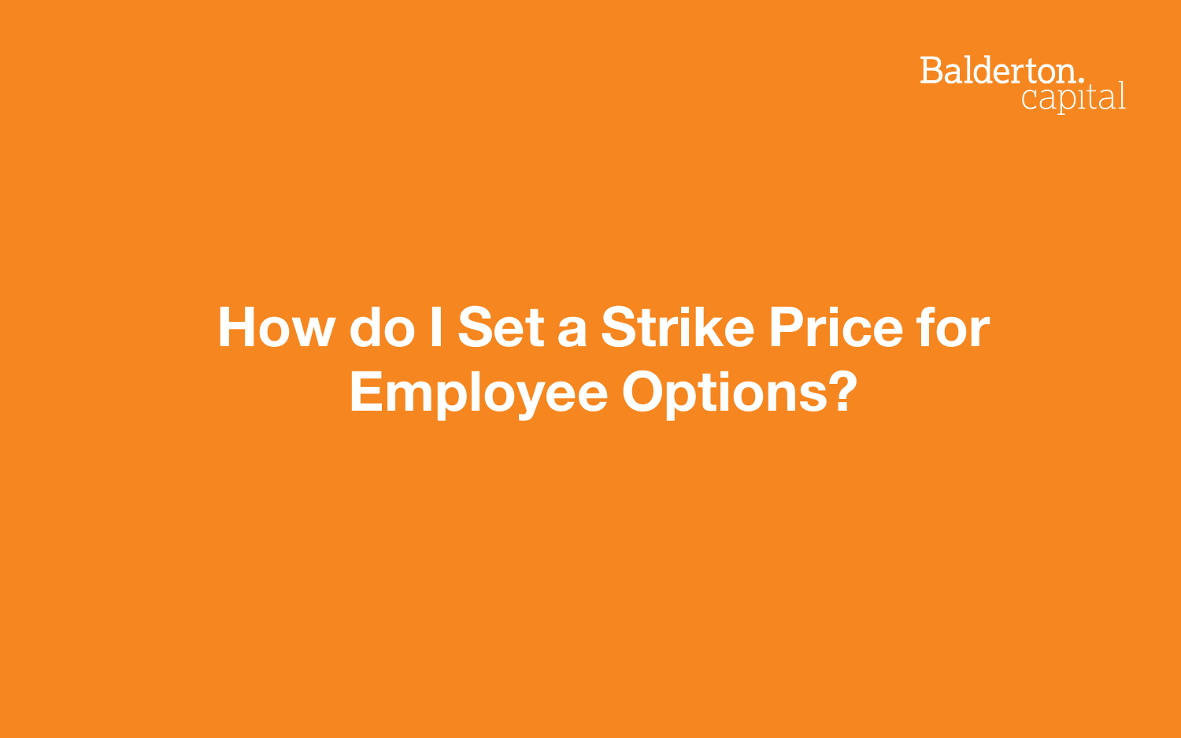# How do I Set a Strike Price for Employee Options?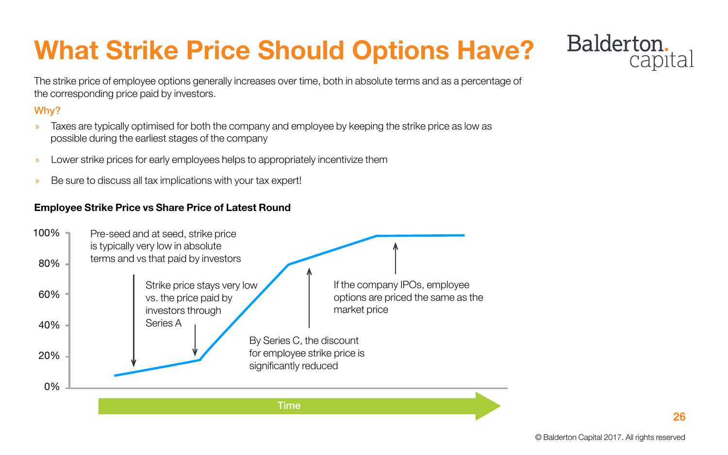# What Strike Price Should Options Have?

The strike price of employee options generally increases over time, both in absolute terms and as a percentage of the corresponding price paid by investors.

**Why?**

- Taxes are typically optimised for both the company and employee by keeping the strike price as low as possible during the earliest stages of the company
- Lower strike prices for early employees helps to appropriately incentivize them
- Be sure to discuss all tax implications with your tax expert!

**Employee Strike Price vs Share Price of Latest Round**

100%
80%
60%
40%
20%
0%

Pre-seed and at seed, strike price is typically very low in absolute terms and vs that paid by investors

Strike price stays very low vs. the price paid by investors through Series A

By Series C, the discount for employee strike price is significantly reduced

If the company IPOs, employee options are priced the same as the market price

Time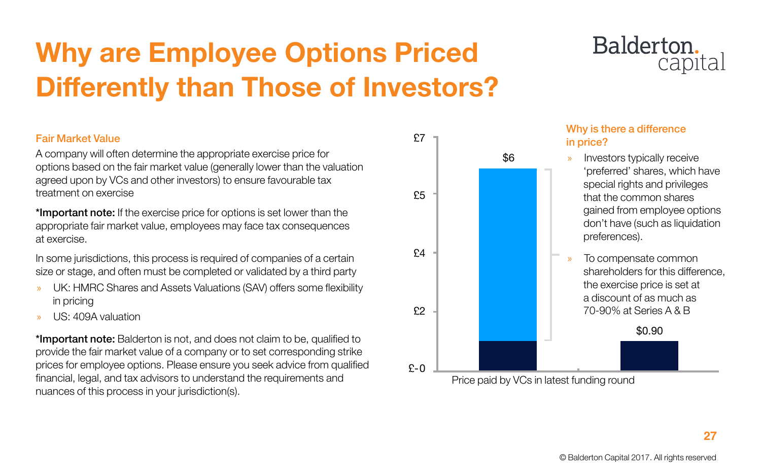# Why are Employee Options Priced Differently than Those of Investors?

### Fair Market Value

A company will often determine the appropriate exercise price for options based on the fair market value (generally lower than the valuation agreed upon by VCs and other investors) to ensure favourable tax treatment on exercise

**\*Important note:** If the exercise price for options is set lower than the appropriate fair market value, employees may face tax consequences at exercise.

In some jurisdictions, this process is required of companies of a certain size or stage, and often must be completed or validated by a third party

- UK: HMRC Shares and Assets Valuations (SAV) offers some flexibility in pricing
- US: 409A valuation

**\*Important note:** Balderton is not, and does not claim to be, qualified to provide the fair market value of a company or to set corresponding strike prices for employee options. Please ensure you seek advice from qualified financial, legal, and tax advisors to understand the requirements and nuances of this process in your jurisdiction(s).

£7

£5

£4

£2

£-0

$6

$0.90

Price paid by VCs in latest funding round

### Why is there a difference in price?

- Investors typically receive 'preferred' shares, which have special rights and privileges that the common shares gained from employee options don't have (such as liquidation preferences).
- To compensate common shareholders for this difference, the exercise price is set at a discount of as much as 70-90% at Series A & B

© Balderton Capital 2017. All rights reserved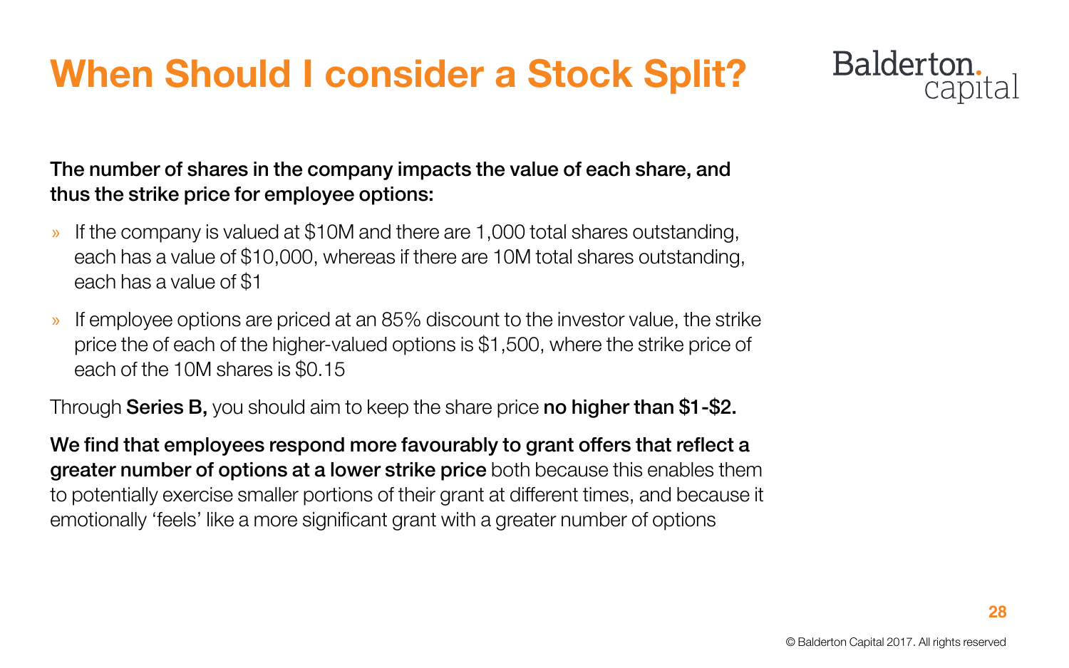# When Should I consider a Stock Split?

**The number of shares in the company impacts the value of each share, and thus the strike price for employee options:**

- If the company is valued at $10M and there are 1,000 total shares outstanding, each has a value of $10,000, whereas if there are 10M total shares outstanding, each has a value of $1
- If employee options are priced at an 85% discount to the investor value, the strike price the of each of the higher-valued options is $1,500, where the strike price of each of the 10M shares is $0.15

Through **Series B,** you should aim to keep the share price **no higher than $1-$2.**

**We find that employees respond more favourably to grant offers that reflect a greater number of options at a lower strike price** both because this enables them to potentially exercise smaller portions of their grant at different times, and because it emotionally 'feels' like a more significant grant with a greater number of options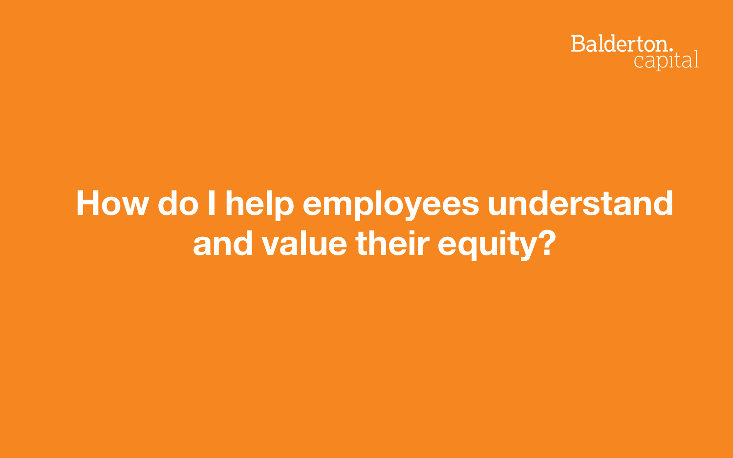# How do I help employees understand and value their equity?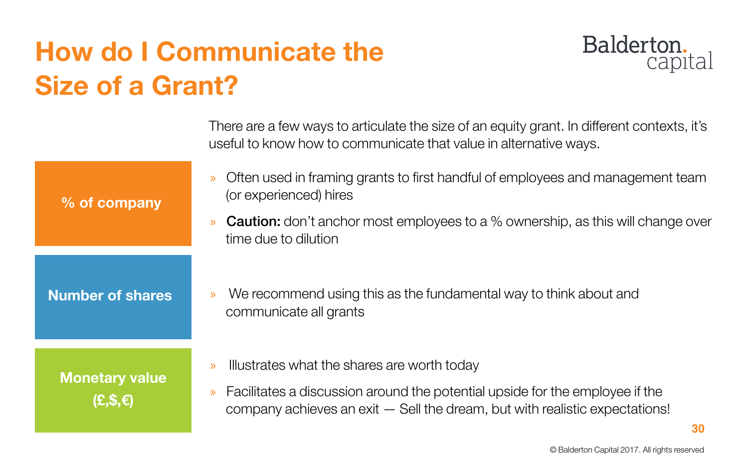# How do I Communicate the Size of a Grant?

There are a few ways to articulate the size of an equity grant. In different contexts, it's useful to know how to communicate that value in alternative ways.

**% of company**

- Often used in framing grants to first handful of employees and management team (or experienced) hires
- **Caution:** don't anchor most employees to a % ownership, as this will change over time due to dilution

**Number of shares**

- We recommend using this as the fundamental way to think about and communicate all grants

**Monetary value (£,$,€)**

- Illustrates what the shares are worth today
- Facilitates a discussion around the potential upside for the employee if the company achieves an exit — Sell the dream, but with realistic expectations!

© Balderton Capital 2017. All rights reserved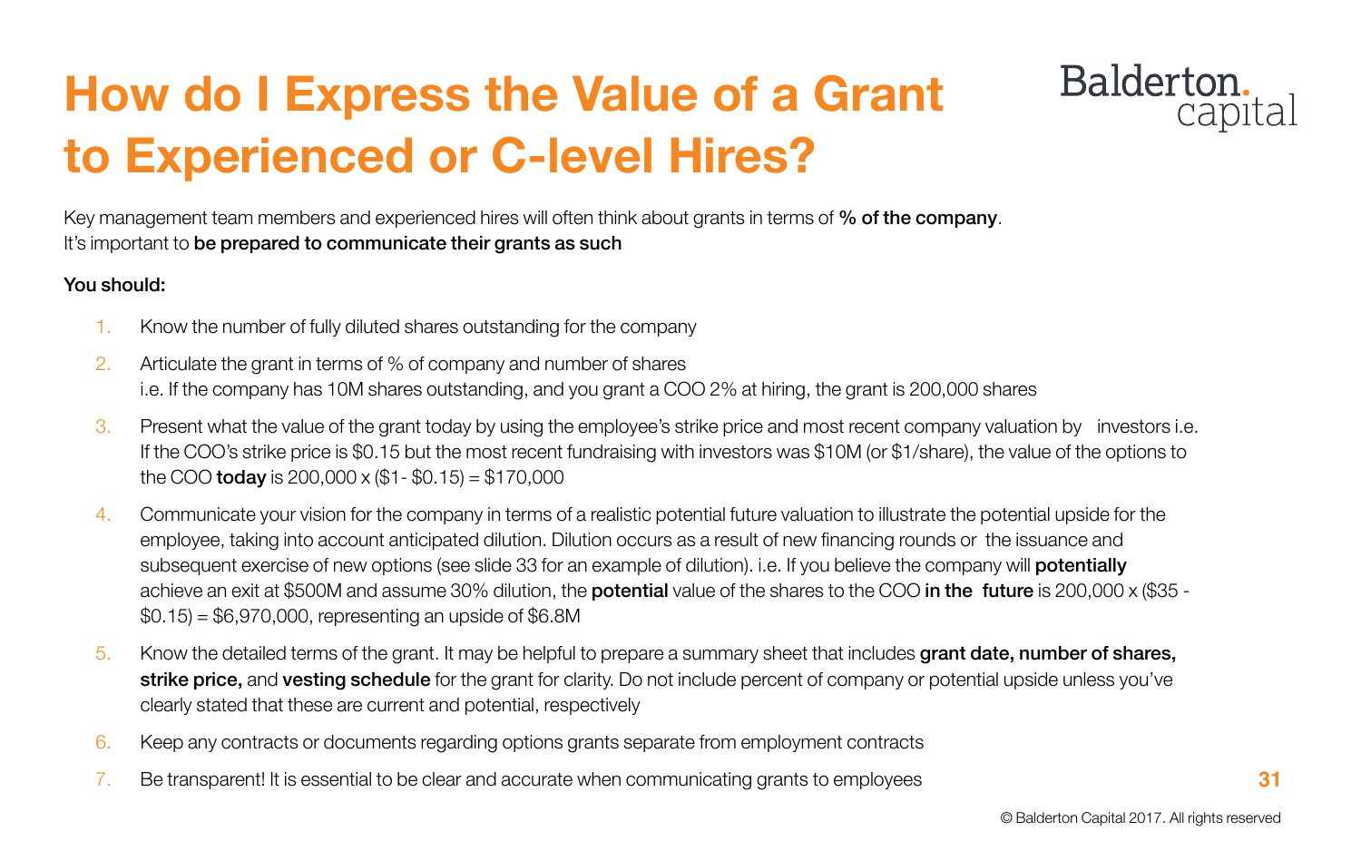# How do I Express the Value of a Grant to Experienced or C-level Hires?

Key management team members and experienced hires will often think about grants in terms of **% of the company**.
It's important to **be prepared to communicate their grants as such**

**You should:**

1. Know the number of fully diluted shares outstanding for the company
2. Articulate the grant in terms of % of company and number of shares
   i.e. If the company has 10M shares outstanding, and you grant a COO 2% at hiring, the grant is 200,000 shares
3. Present what the value of the grant today by using the employee's strike price and most recent company valuation by investors i.e. If the COO's strike price is $0.15 but the most recent fundraising with investors was $10M (or $1/share), the value of the options to the COO **today** is 200,000 x ($1- $0.15) = $170,000
4. Communicate your vision for the company in terms of a realistic potential future valuation to illustrate the potential upside for the employee, taking into account anticipated dilution. Dilution occurs as a result of new financing rounds or the issuance and subsequent exercise of new options (see slide 33 for an example of dilution). i.e. If you believe the company will **potentially** achieve an exit at $500M and assume 30% dilution, the **potential** value of the shares to the COO **in the future** is 200,000 x ($35 - $0.15) = $6,970,000, representing an upside of $6.8M
5. Know the detailed terms of the grant. It may be helpful to prepare a summary sheet that includes **grant date, number of shares, strike price,** and **vesting schedule** for the grant for clarity. Do not include percent of company or potential upside unless you've clearly stated that these are current and potential, respectively
6. Keep any contracts or documents regarding options grants separate from employment contracts
7. Be transparent! It is essential to be clear and accurate when communicating grants to employees

© Balderton Capital 2017. All rights reserved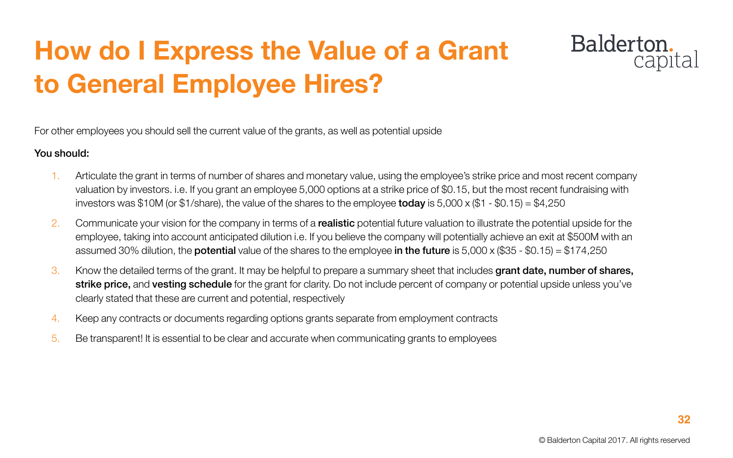# How do I Express the Value of a Grant to General Employee Hires?

For other employees you should sell the current value of the grants, as well as potential upside

**You should:**

1. Articulate the grant in terms of number of shares and monetary value, using the employee's strike price and most recent company valuation by investors. i.e. If you grant an employee 5,000 options at a strike price of $0.15, but the most recent fundraising with investors was $10M (or $1/share), the value of the shares to the employee **today** is 5,000 x ($1 - $0.15) = $4,250
2. Communicate your vision for the company in terms of a **realistic** potential future valuation to illustrate the potential upside for the employee, taking into account anticipated dilution i.e. If you believe the company will potentially achieve an exit at $500M with an assumed 30% dilution, the **potential** value of the shares to the employee **in the future** is 5,000 x ($35 - $0.15) = $174,250
3. Know the detailed terms of the grant. It may be helpful to prepare a summary sheet that includes **grant date, number of shares, strike price,** and **vesting schedule** for the grant for clarity. Do not include percent of company or potential upside unless you've clearly stated that these are current and potential, respectively
4. Keep any contracts or documents regarding options grants separate from employment contracts
5. Be transparent! It is essential to be clear and accurate when communicating grants to employees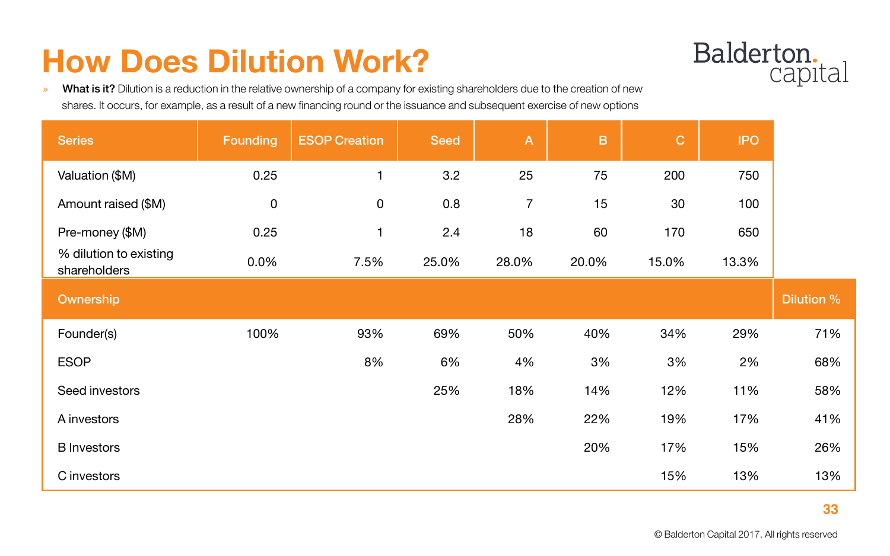# How Does Dilution Work?

» **What is it?** Dilution is a reduction in the relative ownership of a company for existing shareholders due to the creation of new shares. It occurs, for example, as a result of a new financing round or the issuance and subsequent exercise of new options

| Series | Founding | ESOP Creation | Seed | A | B | C | IPO | |
|---|---|---|---|---|---|---|---|---|
| Valuation ($M) | 0.25 | 1 | 3.2 | 25 | 75 | 200 | 750 | |
| Amount raised ($M) | 0 | 0 | 0.8 | 7 | 15 | 30 | 100 | |
| Pre-money ($M) | 0.25 | 1 | 2.4 | 18 | 60 | 170 | 650 | |
| % dilution to existing shareholders | 0.0% | 7.5% | 25.0% | 28.0% | 20.0% | 15.0% | 13.3% | |
| **Ownership** | | | | | | | | **Dilution %** |
| Founder(s) | 100% | 93% | 69% | 50% | 40% | 34% | 29% | 71% |
| ESOP | | 8% | 6% | 4% | 3% | 3% | 2% | 68% |
| Seed investors | | | 25% | 18% | 14% | 12% | 11% | 58% |
| A investors | | | | 28% | 22% | 19% | 17% | 41% |
| B Investors | | | | | 20% | 17% | 15% | 26% |
| C investors | | | | | | 15% | 13% | 13% |

© Balderton Capital 2017. All rights reserved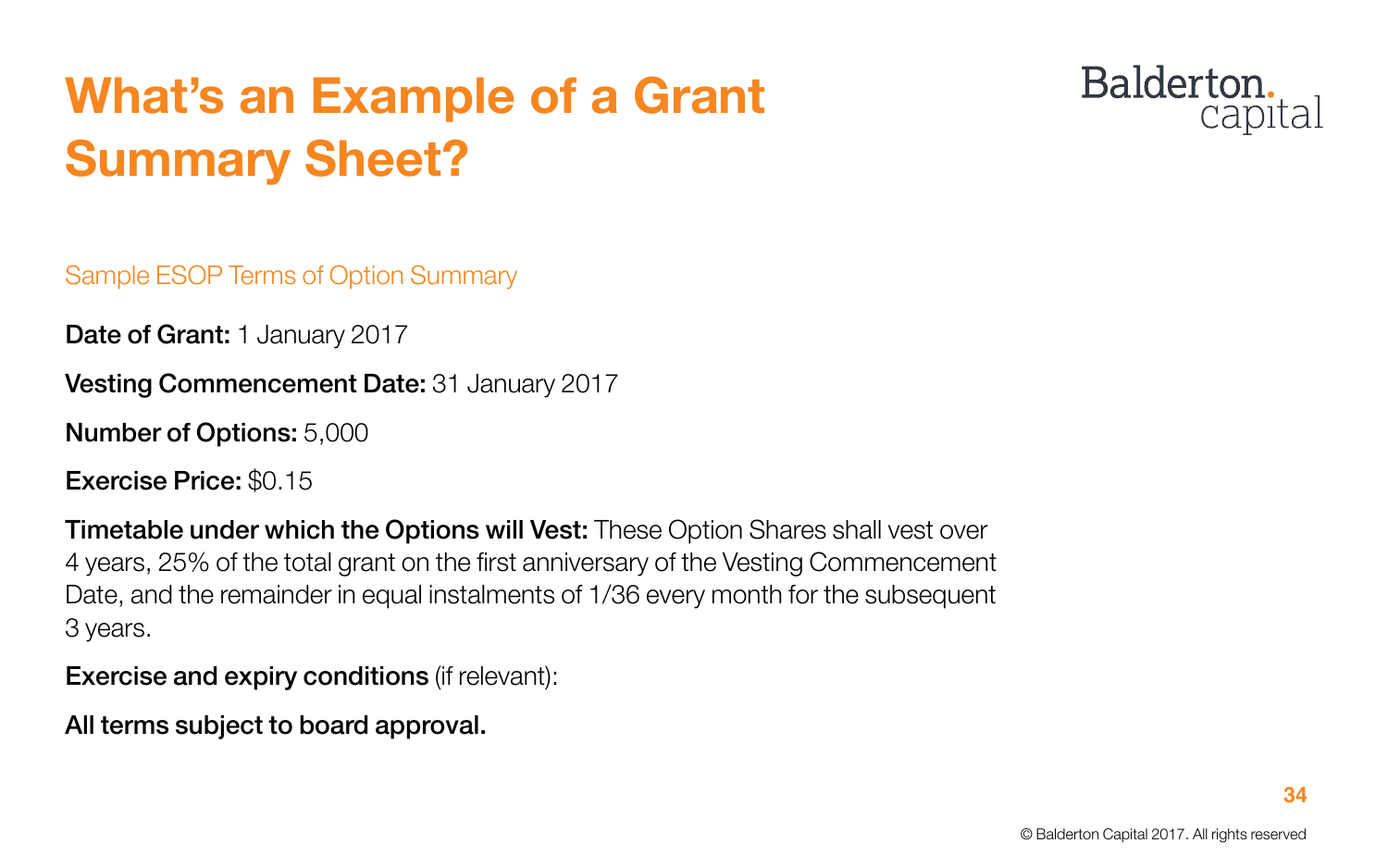# What's an Example of a Grant Summary Sheet?

Sample ESOP Terms of Option Summary

**Date of Grant:** 1 January 2017

**Vesting Commencement Date:** 31 January 2017

**Number of Options:** 5,000

**Exercise Price:** $0.15

**Timetable under which the Options will Vest:** These Option Shares shall vest over 4 years, 25% of the total grant on the first anniversary of the Vesting Commencement Date, and the remainder in equal instalments of 1/36 every month for the subsequent 3 years.

**Exercise and expiry conditions** (if relevant):

**All terms subject to board approval.**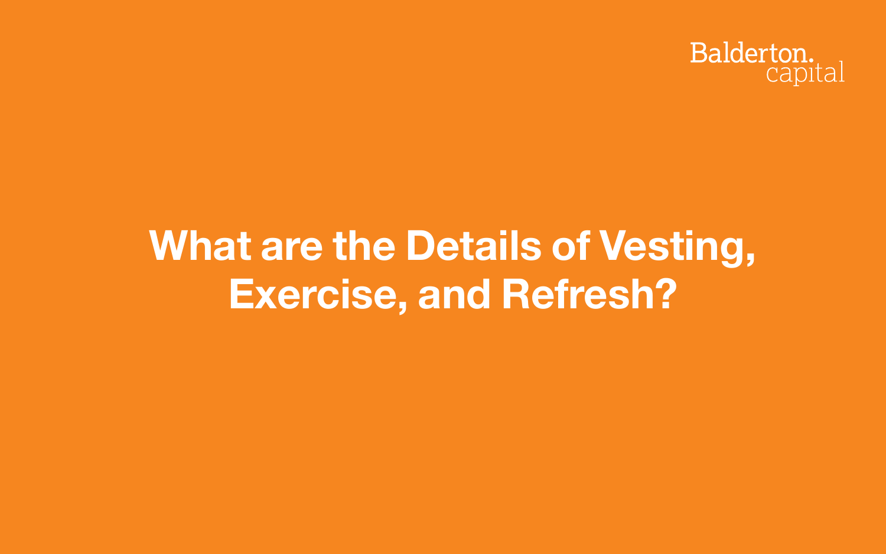# What are the Details of Vesting, Exercise, and Refresh?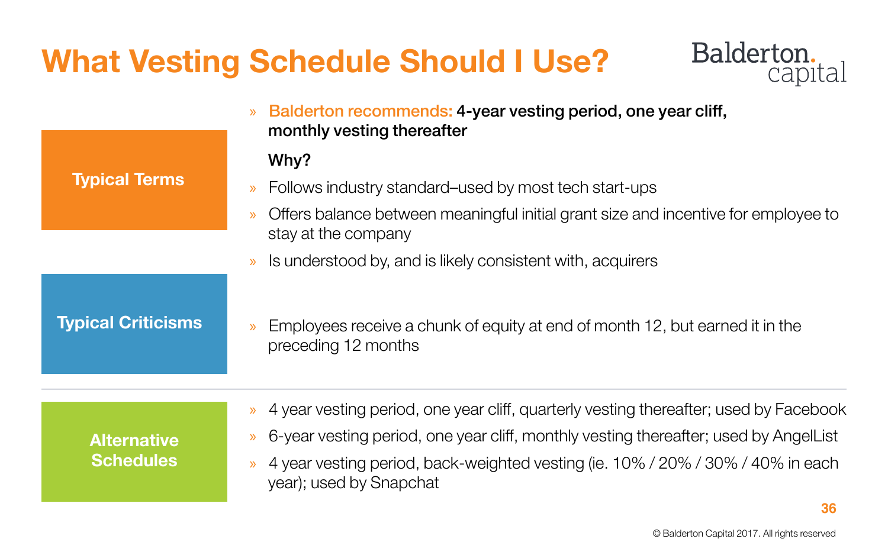# What Vesting Schedule Should I Use?

Balderton. capital

## Typical Terms

- **Balderton recommends: 4-year vesting period, one year cliff, monthly vesting thereafter**

**Why?**

- Follows industry standard–used by most tech start-ups
- Offers balance between meaningful initial grant size and incentive for employee to stay at the company
- Is understood by, and is likely consistent with, acquirers

## Typical Criticisms

- Employees receive a chunk of equity at end of month 12, but earned it in the preceding 12 months

---

## Alternative Schedules

- 4 year vesting period, one year cliff, quarterly vesting thereafter; used by Facebook
- 6-year vesting period, one year cliff, monthly vesting thereafter; used by AngelList
- 4 year vesting period, back-weighted vesting (ie. 10% / 20% / 30% / 40% in each year); used by Snapchat

© Balderton Capital 2017. All rights reserved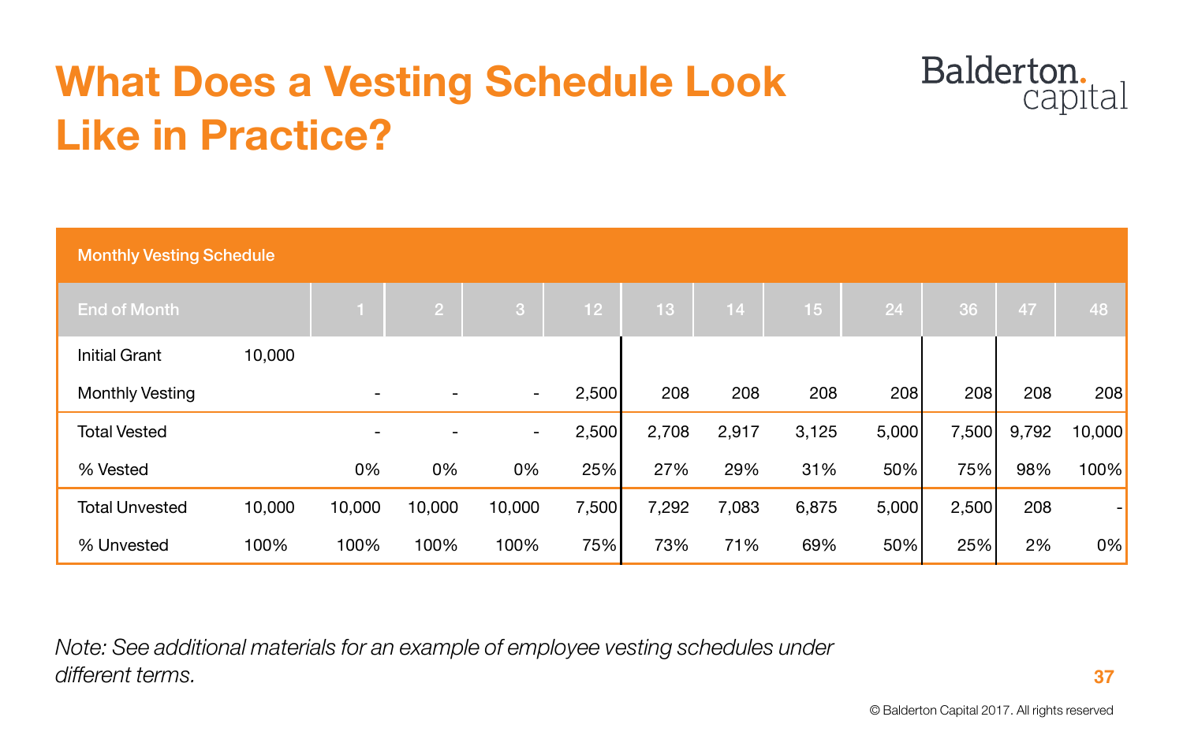# What Does a Vesting Schedule Look Like in Practice?

| Monthly Vesting Schedule | | | | | | | | | | | | |
|---|---|---|---|---|---|---|---|---|---|---|---|---|
| End of Month | | 1 | 2 | 3 | 12 | 13 | 14 | 15 | 24 | 36 | 47 | 48 |
| Initial Grant | 10,000 | | | | | | | | | | | |
| Monthly Vesting | | - | - | - | 2,500 | 208 | 208 | 208 | 208 | 208 | 208 | 208 |
| Total Vested | | - | - | - | 2,500 | 2,708 | 2,917 | 3,125 | 5,000 | 7,500 | 9,792 | 10,000 |
| % Vested | | 0% | 0% | 0% | 25% | 27% | 29% | 31% | 50% | 75% | 98% | 100% |
| Total Unvested | 10,000 | 10,000 | 10,000 | 10,000 | 7,500 | 7,292 | 7,083 | 6,875 | 5,000 | 2,500 | 208 | - |
| % Unvested | 100% | 100% | 100% | 100% | 75% | 73% | 71% | 69% | 50% | 25% | 2% | 0% |

*Note: See additional materials for an example of employee vesting schedules under different terms.*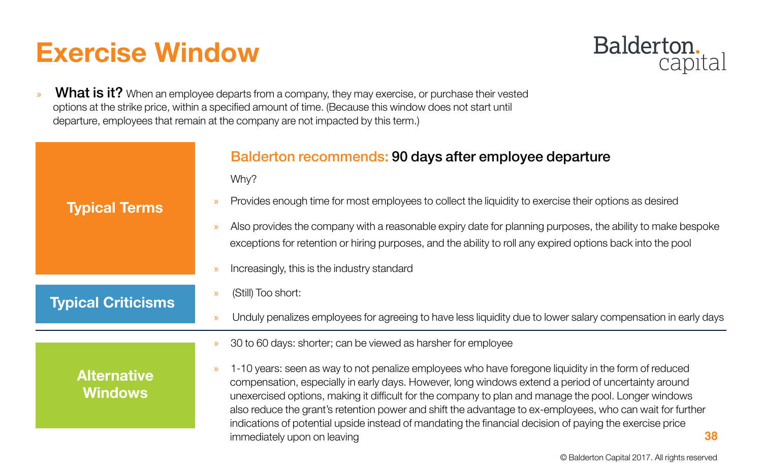# Exercise Window

- **What is it?** When an employee departs from a company, they may exercise, or purchase their vested options at the strike price, within a specified amount of time. (Because this window does not start until departure, employees that remain at the company are not impacted by this term.)

## Typical Terms

**Balderton recommends: 90 days after employee departure**

Why?

- Provides enough time for most employees to collect the liquidity to exercise their options as desired
- Also provides the company with a reasonable expiry date for planning purposes, the ability to make bespoke exceptions for retention or hiring purposes, and the ability to roll any expired options back into the pool
- Increasingly, this is the industry standard

## Typical Criticisms

- (Still) Too short:
- Unduly penalizes employees for agreeing to have less liquidity due to lower salary compensation in early days

## Alternative Windows

- 30 to 60 days: shorter; can be viewed as harsher for employee
- 1-10 years: seen as way to not penalize employees who have foregone liquidity in the form of reduced compensation, especially in early days. However, long windows extend a period of uncertainty around unexercised options, making it difficult for the company to plan and manage the pool. Longer windows also reduce the grant's retention power and shift the advantage to ex-employees, who can wait for further indications of potential upside instead of mandating the financial decision of paying the exercise price immediately upon on leaving

© Balderton Capital 2017. All rights reserved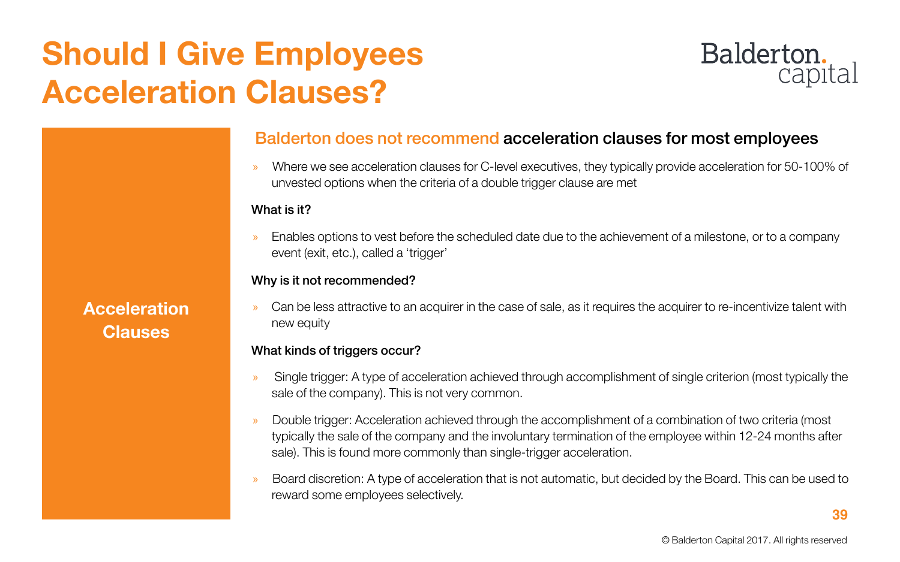# Should I Give Employees Acceleration Clauses?

**Acceleration Clauses**

## Balderton does not recommend acceleration clauses for most employees

- Where we see acceleration clauses for C-level executives, they typically provide acceleration for 50-100% of unvested options when the criteria of a double trigger clause are met

**What is it?**

- Enables options to vest before the scheduled date due to the achievement of a milestone, or to a company event (exit, etc.), called a 'trigger'

**Why is it not recommended?**

- Can be less attractive to an acquirer in the case of sale, as it requires the acquirer to re-incentivize talent with new equity

**What kinds of triggers occur?**

- Single trigger: A type of acceleration achieved through accomplishment of single criterion (most typically the sale of the company). This is not very common.
- Double trigger: Acceleration achieved through the accomplishment of a combination of two criteria (most typically the sale of the company and the involuntary termination of the employee within 12-24 months after sale). This is found more commonly than single-trigger acceleration.
- Board discretion: A type of acceleration that is not automatic, but decided by the Board. This can be used to reward some employees selectively.

© Balderton Capital 2017. All rights reserved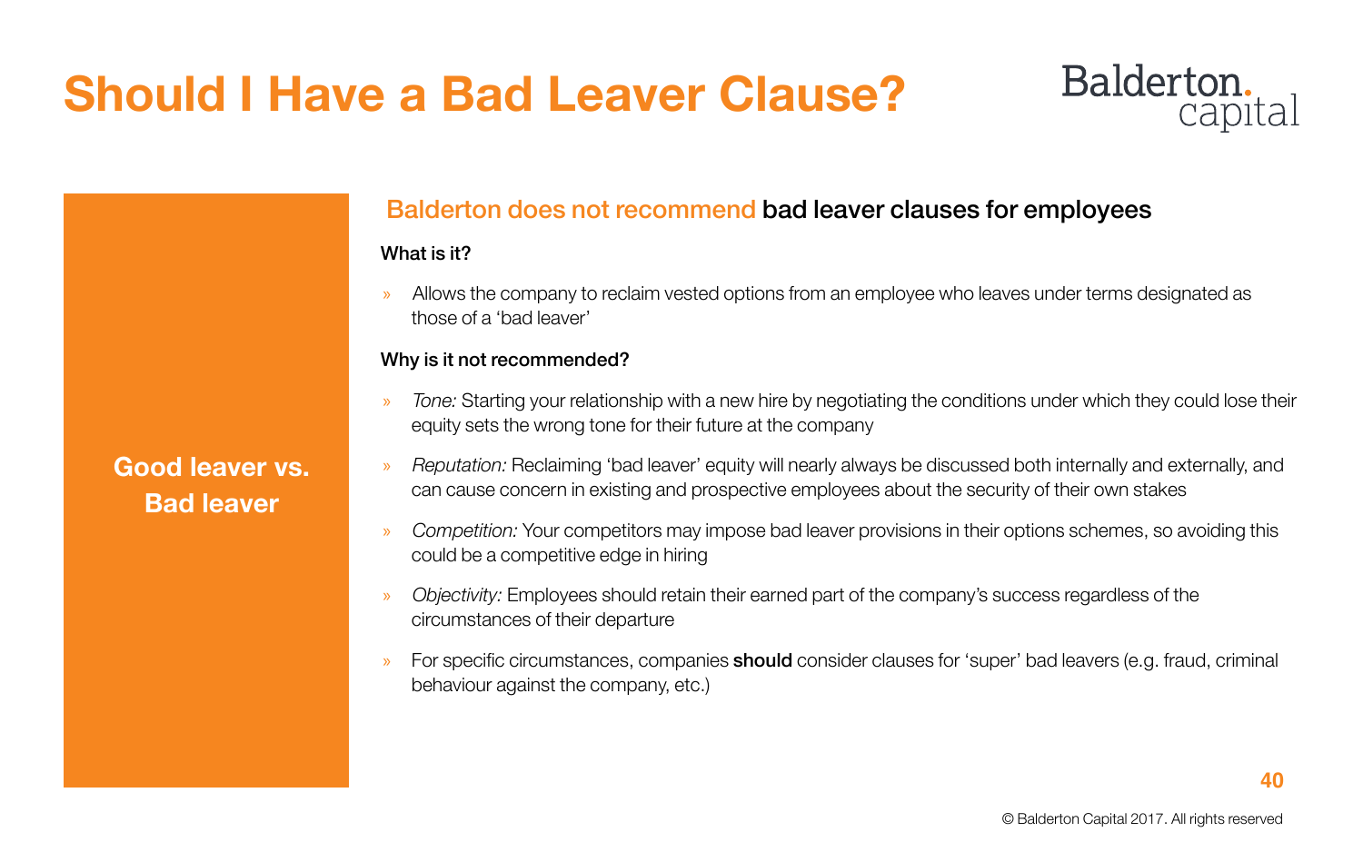# Should I Have a Bad Leaver Clause?

**Good leaver vs. Bad leaver**

## Balderton does not recommend bad leaver clauses for employees

**What is it?**

- Allows the company to reclaim vested options from an employee who leaves under terms designated as those of a 'bad leaver'

**Why is it not recommended?**

- *Tone:* Starting your relationship with a new hire by negotiating the conditions under which they could lose their equity sets the wrong tone for their future at the company
- *Reputation:* Reclaiming 'bad leaver' equity will nearly always be discussed both internally and externally, and can cause concern in existing and prospective employees about the security of their own stakes
- *Competition:* Your competitors may impose bad leaver provisions in their options schemes, so avoiding this could be a competitive edge in hiring
- *Objectivity:* Employees should retain their earned part of the company's success regardless of the circumstances of their departure
- For specific circumstances, companies **should** consider clauses for 'super' bad leavers (e.g. fraud, criminal behaviour against the company, etc.)

© Balderton Capital 2017. All rights reserved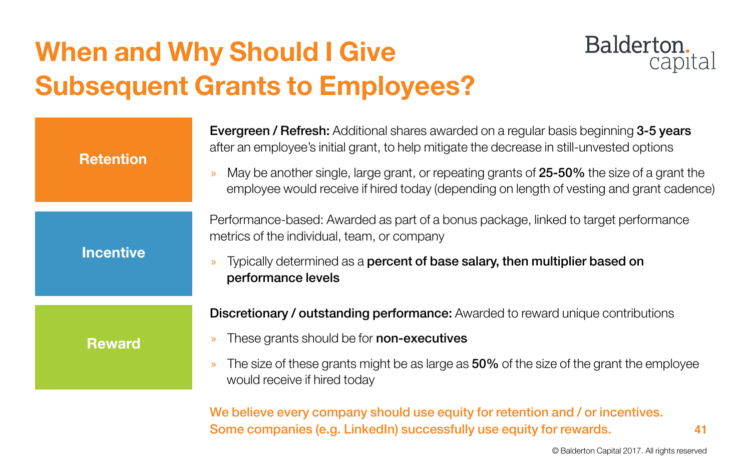# When and Why Should I Give Subsequent Grants to Employees?

### Retention

**Evergreen / Refresh:** Additional shares awarded on a regular basis beginning **3-5 years** after an employee's initial grant, to help mitigate the decrease in still-unvested options

- May be another single, large grant, or repeating grants of **25-50%** the size of a grant the employee would receive if hired today (depending on length of vesting and grant cadence)

### Incentive

Performance-based: Awarded as part of a bonus package, linked to target performance metrics of the individual, team, or company

- Typically determined as a **percent of base salary, then multiplier based on performance levels**

### Reward

**Discretionary / outstanding performance:** Awarded to reward unique contributions

- These grants should be for **non-executives**
- The size of these grants might be as large as **50%** of the size of the grant the employee would receive if hired today

**We believe every company should use equity for retention and / or incentives. Some companies (e.g. LinkedIn) successfully use equity for rewards.**

© Balderton Capital 2017. All rights reserved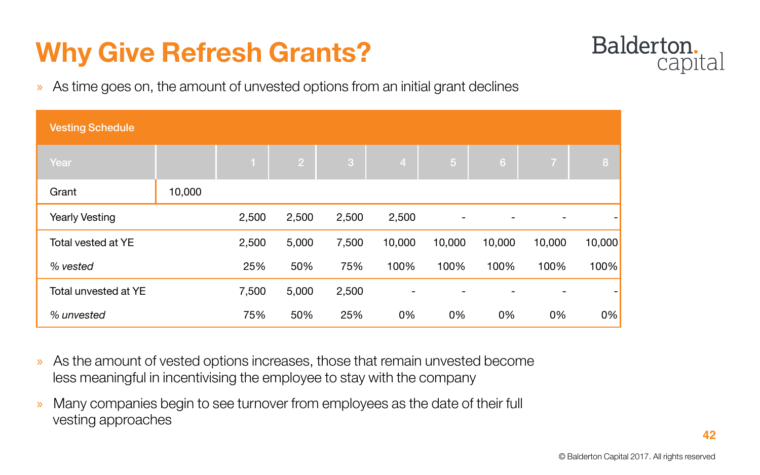# Why Give Refresh Grants?

» As time goes on, the amount of unvested options from an initial grant declines

| Vesting Schedule | | | | | | | | | |
|---|---|---|---|---|---|---|---|---|---|
| Year | | 1 | 2 | 3 | 4 | 5 | 6 | 7 | 8 |
| Grant | 10,000 | | | | | | | | |
| Yearly Vesting | | 2,500 | 2,500 | 2,500 | 2,500 | - | - | - | - |
| Total vested at YE | | 2,500 | 5,000 | 7,500 | 10,000 | 10,000 | 10,000 | 10,000 | 10,000 |
| *% vested* | | 25% | 50% | 75% | 100% | 100% | 100% | 100% | 100% |
| Total unvested at YE | | 7,500 | 5,000 | 2,500 | - | - | - | - | - |
| *% unvested* | | 75% | 50% | 25% | 0% | 0% | 0% | 0% | 0% |

» As the amount of vested options increases, those that remain unvested become less meaningful in incentivising the employee to stay with the company

» Many companies begin to see turnover from employees as the date of their full vesting approaches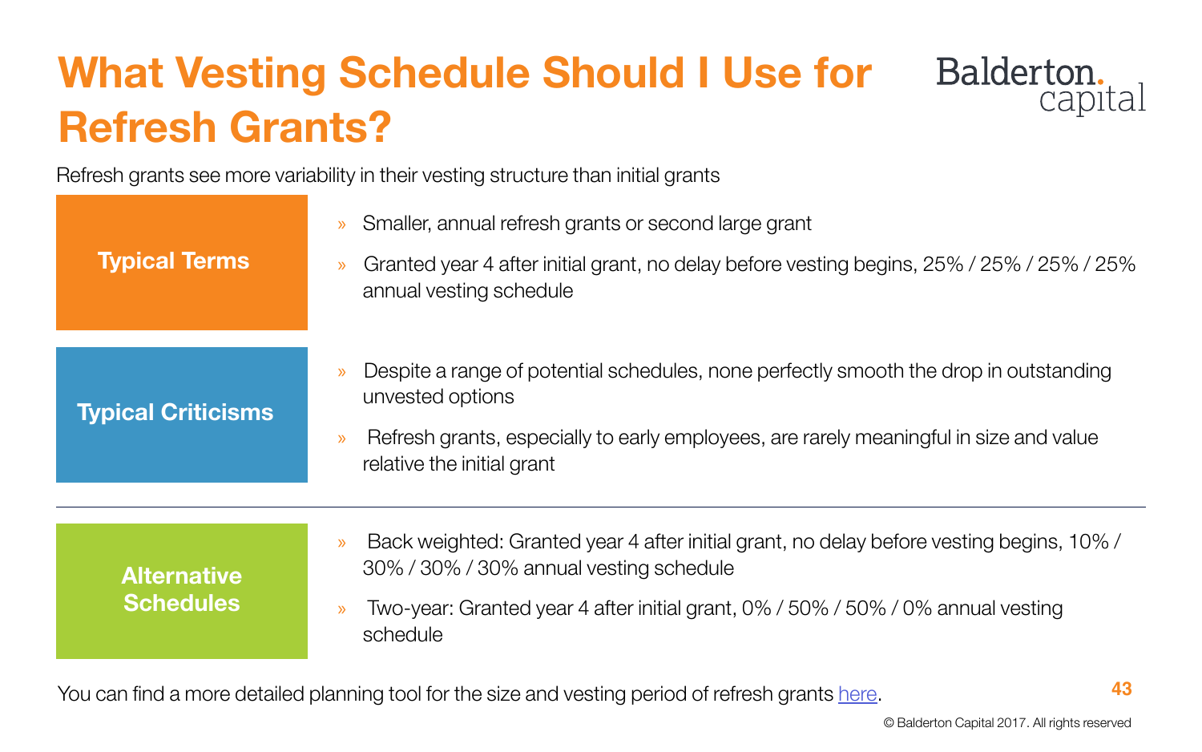# What Vesting Schedule Should I Use for Refresh Grants?

Refresh grants see more variability in their vesting structure than initial grants

**Typical Terms**

- Smaller, annual refresh grants or second large grant
- Granted year 4 after initial grant, no delay before vesting begins, 25% / 25% / 25% / 25% annual vesting schedule

**Typical Criticisms**

- Despite a range of potential schedules, none perfectly smooth the drop in outstanding unvested options
- Refresh grants, especially to early employees, are rarely meaningful in size and value relative the initial grant

---

**Alternative Schedules**

- Back weighted: Granted year 4 after initial grant, no delay before vesting begins, 10% / 30% / 30% / 30% annual vesting schedule
- Two-year: Granted year 4 after initial grant, 0% / 50% / 50% / 0% annual vesting schedule

You can find a more detailed planning tool for the size and vesting period of refresh grants here.

© Balderton Capital 2017. All rights reserved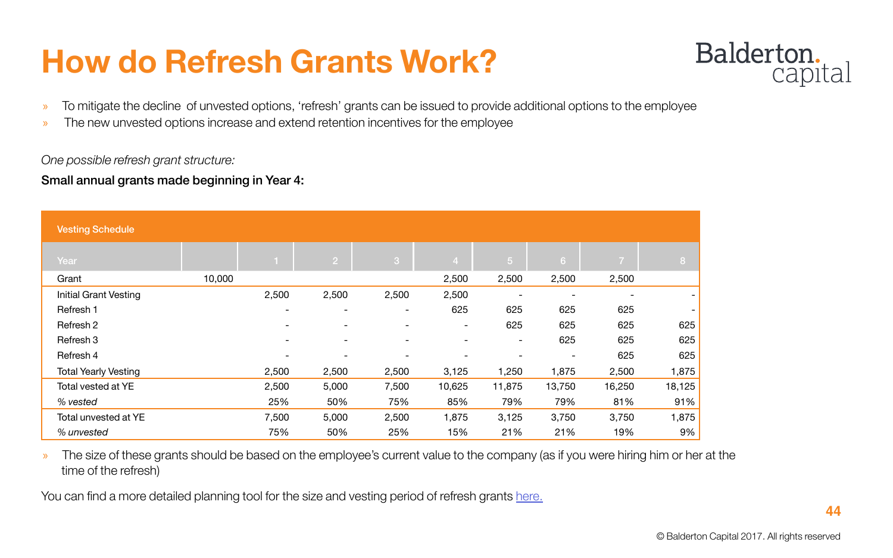# How do Refresh Grants Work?

- To mitigate the decline  of unvested options, 'refresh' grants can be issued to provide additional options to the employee
- The new unvested options increase and extend retention incentives for the employee

*One possible refresh grant structure:*

**Small annual grants made beginning in Year 4:**

| Vesting Schedule | | | | | | | | | |
|---|---|---|---|---|---|---|---|---|---|
| Year | | 1 | 2 | 3 | 4 | 5 | 6 | 7 | 8 |
| Grant | 10,000 | | | | 2,500 | 2,500 | 2,500 | 2,500 | |
| Initial Grant Vesting | | 2,500 | 2,500 | 2,500 | 2,500 | - | - | - | - |
| Refresh 1 | | - | - | - | 625 | 625 | 625 | 625 | - |
| Refresh 2 | | - | - | - | - | 625 | 625 | 625 | 625 |
| Refresh 3 | | - | - | - | - | - | 625 | 625 | 625 |
| Refresh 4 | | - | - | - | - | - | - | 625 | 625 |
| Total Yearly Vesting | | 2,500 | 2,500 | 2,500 | 3,125 | 1,250 | 1,875 | 2,500 | 1,875 |
| Total vested at YE | | 2,500 | 5,000 | 7,500 | 10,625 | 11,875 | 13,750 | 16,250 | 18,125 |
| *% vested* | | 25% | 50% | 75% | 85% | 79% | 79% | 81% | 91% |
| Total unvested at YE | | 7,500 | 5,000 | 2,500 | 1,875 | 3,125 | 3,750 | 3,750 | 1,875 |
| *% unvested* | | 75% | 50% | 25% | 15% | 21% | 21% | 19% | 9% |

- The size of these grants should be based on the employee's current value to the company (as if you were hiring him or her at the time of the refresh)

You can find a more detailed planning tool for the size and vesting period of refresh grants here.

© Balderton Capital 2017. All rights reserved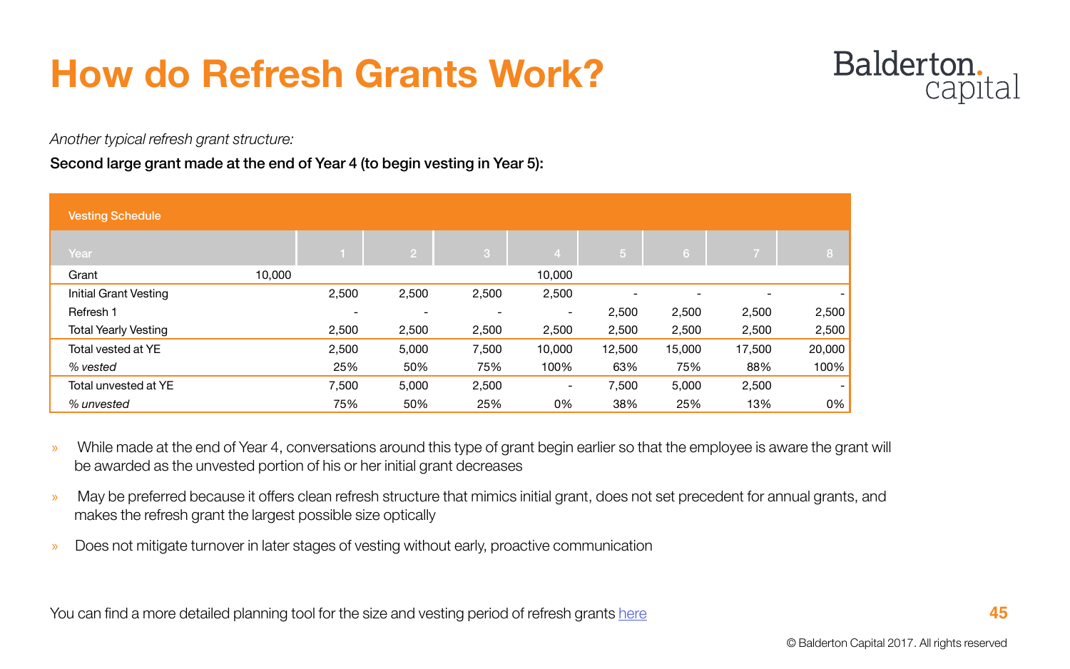# How do Refresh Grants Work?

*Another typical refresh grant structure:*

**Second large grant made at the end of Year 4 (to begin vesting in Year 5):**

| Vesting Schedule | | | | | | | | | |
|---|---|---|---|---|---|---|---|---|---|
| Year | | 1 | 2 | 3 | 4 | 5 | 6 | 7 | 8 |
| Grant | 10,000 | | | | 10,000 | | | | |
| Initial Grant Vesting | | 2,500 | 2,500 | 2,500 | 2,500 | - | - | - | - |
| Refresh 1 | | - | - | - | - | 2,500 | 2,500 | 2,500 | 2,500 |
| Total Yearly Vesting | | 2,500 | 2,500 | 2,500 | 2,500 | 2,500 | 2,500 | 2,500 | 2,500 |
| Total vested at YE | | 2,500 | 5,000 | 7,500 | 10,000 | 12,500 | 15,000 | 17,500 | 20,000 |
| *% vested* | | 25% | 50% | 75% | 100% | 63% | 75% | 88% | 100% |
| Total unvested at YE | | 7,500 | 5,000 | 2,500 | - | 7,500 | 5,000 | 2,500 | - |
| *% unvested* | | 75% | 50% | 25% | 0% | 38% | 25% | 13% | 0% |

- While made at the end of Year 4, conversations around this type of grant begin earlier so that the employee is aware the grant will be awarded as the unvested portion of his or her initial grant decreases
- May be preferred because it offers clean refresh structure that mimics initial grant, does not set precedent for annual grants, and makes the refresh grant the largest possible size optically
- Does not mitigate turnover in later stages of vesting without early, proactive communication

You can find a more detailed planning tool for the size and vesting period of refresh grants here

© Balderton Capital 2017. All rights reserved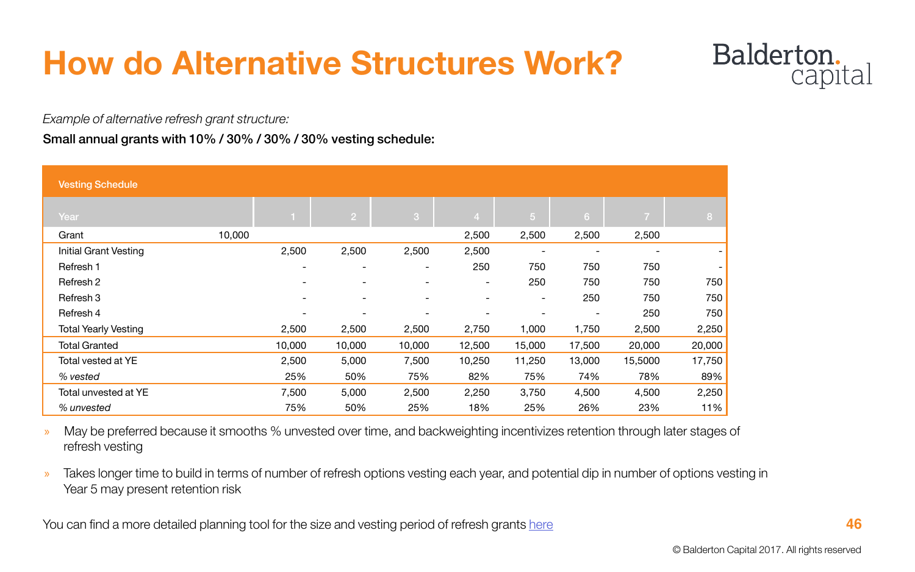# How do Alternative Structures Work?

*Example of alternative refresh grant structure:*

**Small annual grants with 10% / 30% / 30% / 30% vesting schedule:**

| Vesting Schedule | | | | | | | | | |
|---|---|---|---|---|---|---|---|---|---|
| Year | | 1 | 2 | 3 | 4 | 5 | 6 | 7 | 8 |
| Grant | 10,000 | | | | 2,500 | 2,500 | 2,500 | 2,500 | |
| Initial Grant Vesting | | 2,500 | 2,500 | 2,500 | 2,500 | - | - | - | - |
| Refresh 1 | | - | - | - | 250 | 750 | 750 | 750 | - |
| Refresh 2 | | - | - | - | - | 250 | 750 | 750 | 750 |
| Refresh 3 | | - | - | - | - | - | 250 | 750 | 750 |
| Refresh 4 | | - | - | - | - | - | - | 250 | 750 |
| Total Yearly Vesting | | 2,500 | 2,500 | 2,500 | 2,750 | 1,000 | 1,750 | 2,500 | 2,250 |
| Total Granted | | 10,000 | 10,000 | 10,000 | 12,500 | 15,000 | 17,500 | 20,000 | 20,000 |
| Total vested at YE | | 2,500 | 5,000 | 7,500 | 10,250 | 11,250 | 13,000 | 15,5000 | 17,750 |
| *% vested* | | 25% | 50% | 75% | 82% | 75% | 74% | 78% | 89% |
| Total unvested at YE | | 7,500 | 5,000 | 2,500 | 2,250 | 3,750 | 4,500 | 4,500 | 2,250 |
| *% unvested* | | 75% | 50% | 25% | 18% | 25% | 26% | 23% | 11% |

- May be preferred because it smooths % unvested over time, and backweighting incentivizes retention through later stages of refresh vesting
- Takes longer time to build in terms of number of refresh options vesting each year, and potential dip in number of options vesting in Year 5 may present retention risk

You can find a more detailed planning tool for the size and vesting period of refresh grants here

© Balderton Capital 2017. All rights reserved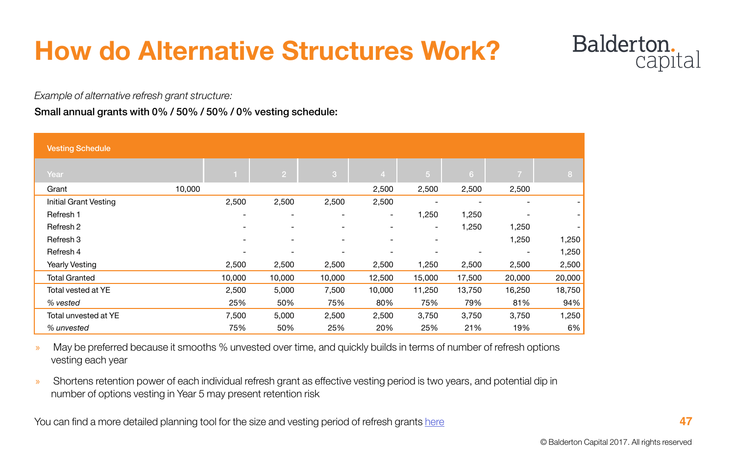# How do Alternative Structures Work?

*Example of alternative refresh grant structure:*

**Small annual grants with 0% / 50% / 50% / 0% vesting schedule:**

| Vesting Schedule | | | | | | | | | |
|---|---|---|---|---|---|---|---|---|---|
| Year | | 1 | 2 | 3 | 4 | 5 | 6 | 7 | 8 |
| Grant | 10,000 | | | | 2,500 | 2,500 | 2,500 | 2,500 | |
| Initial Grant Vesting | | 2,500 | 2,500 | 2,500 | 2,500 | - | - | - | - |
| Refresh 1 | | - | - | - | - | 1,250 | 1,250 | - | - |
| Refresh 2 | | - | - | - | - | - | 1,250 | 1,250 | - |
| Refresh 3 | | - | - | - | - | - | | 1,250 | 1,250 |
| Refresh 4 | | - | - | - | - | - | - | - | 1,250 |
| Yearly Vesting | | 2,500 | 2,500 | 2,500 | 2,500 | 1,250 | 2,500 | 2,500 | 2,500 |
| Total Granted | | 10,000 | 10,000 | 10,000 | 12,500 | 15,000 | 17,500 | 20,000 | 20,000 |
| Total vested at YE | | 2,500 | 5,000 | 7,500 | 10,000 | 11,250 | 13,750 | 16,250 | 18,750 |
| *% vested* | | 25% | 50% | 75% | 80% | 75% | 79% | 81% | 94% |
| Total unvested at YE | | 7,500 | 5,000 | 2,500 | 2,500 | 3,750 | 3,750 | 3,750 | 1,250 |
| *% unvested* | | 75% | 50% | 25% | 20% | 25% | 21% | 19% | 6% |

- May be preferred because it smooths % unvested over time, and quickly builds in terms of number of refresh options vesting each year
- Shortens retention power of each individual refresh grant as effective vesting period is two years, and potential dip in number of options vesting in Year 5 may present retention risk

You can find a more detailed planning tool for the size and vesting period of refresh grants here

© Balderton Capital 2017. All rights reserved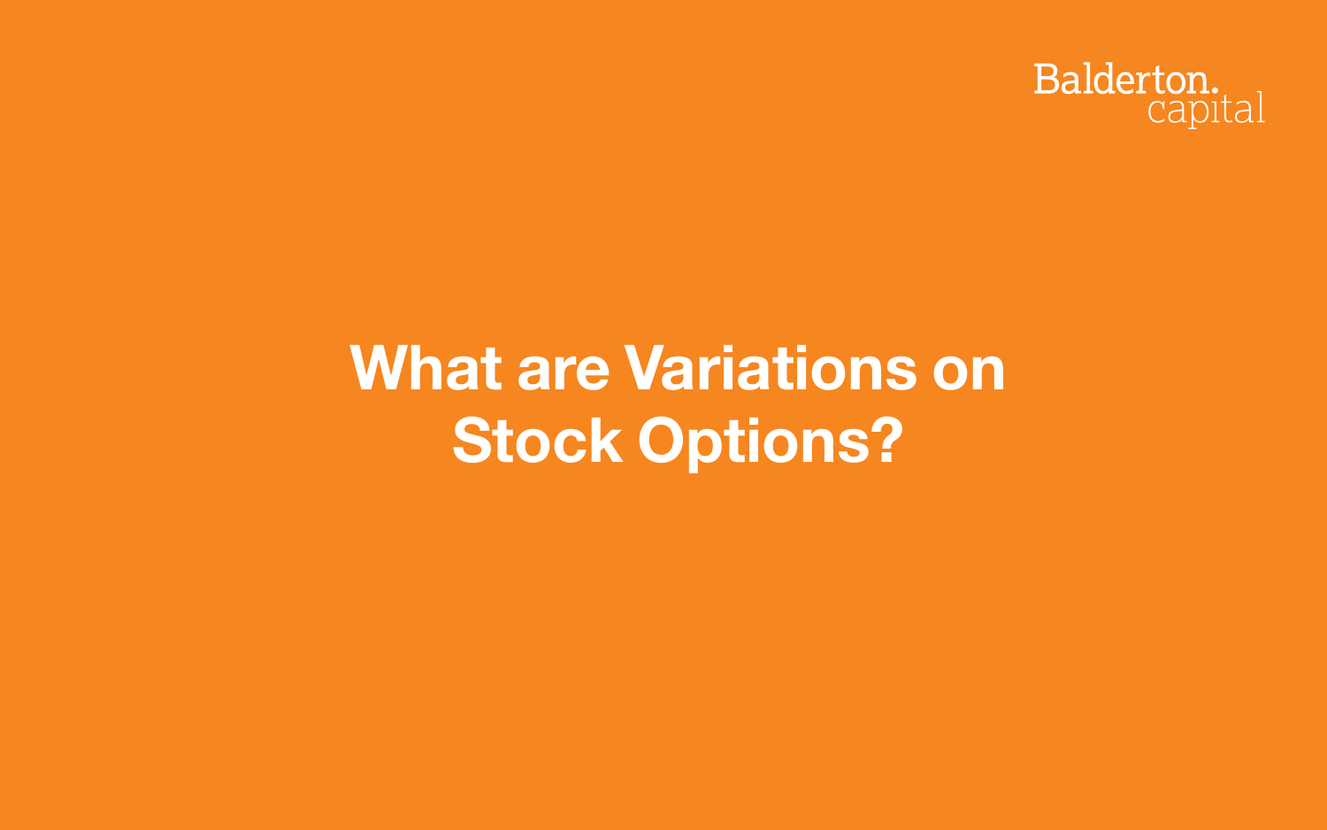# What are Variations on Stock Options?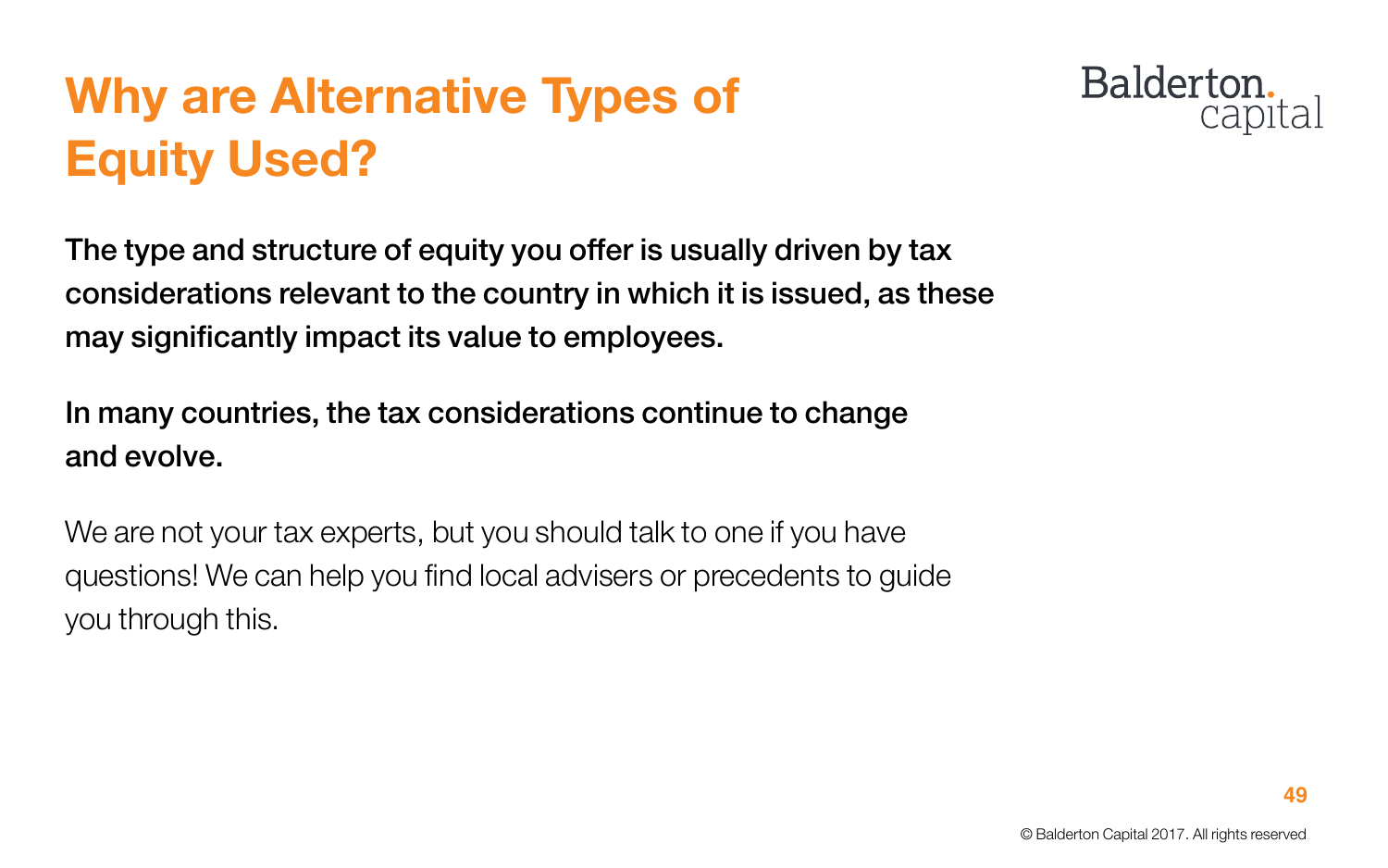# Why are Alternative Types of Equity Used?

**The type and structure of equity you offer is usually driven by tax considerations relevant to the country in which it is issued, as these may significantly impact its value to employees.**

**In many countries, the tax considerations continue to change and evolve.**

We are not your tax experts, but you should talk to one if you have questions! We can help you find local advisers or precedents to guide you through this.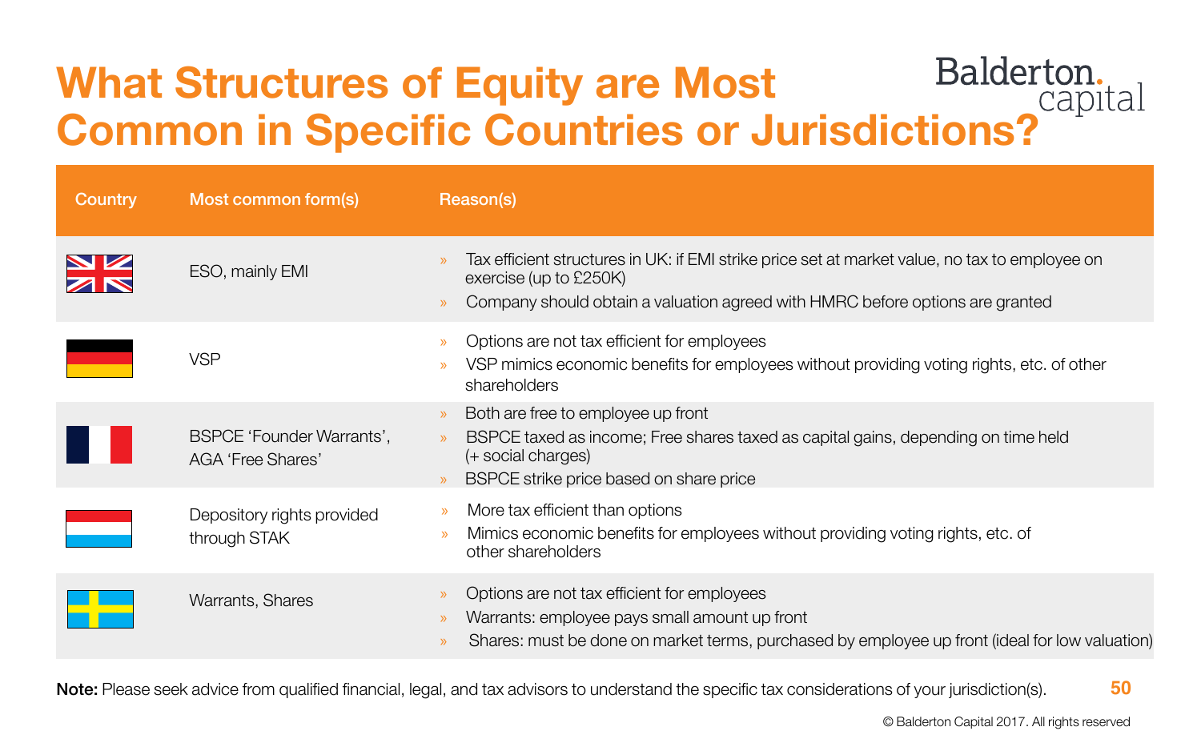# What Structures of Equity are Most Common in Specific Countries or Jurisdictions?

| Country | Most common form(s) | Reason(s) |
|---|---|---|
| UK | ESO, mainly EMI | » Tax efficient structures in UK: if EMI strike price set at market value, no tax to employee on exercise (up to £250K)<br>» Company should obtain a valuation agreed with HMRC before options are granted |
| Germany | VSP | » Options are not tax efficient for employees<br>» VSP mimics economic benefits for employees without providing voting rights, etc. of other shareholders |
| France | BSPCE 'Founder Warrants', AGA 'Free Shares' | » Both are free to employee up front<br>» BSPCE taxed as income; Free shares taxed as capital gains, depending on time held (+ social charges)<br>» BSPCE strike price based on share price |
| Netherlands | Depository rights provided through STAK | » More tax efficient than options<br>» Mimics economic benefits for employees without providing voting rights, etc. of other shareholders |
| Sweden | Warrants, Shares | » Options are not tax efficient for employees<br>» Warrants: employee pays small amount up front<br>» Shares: must be done on market terms, purchased by employee up front (ideal for low valuation) |

**Note:** Please seek advice from qualified financial, legal, and tax advisors to understand the specific tax considerations of your jurisdiction(s).

© Balderton Capital 2017. All rights reserved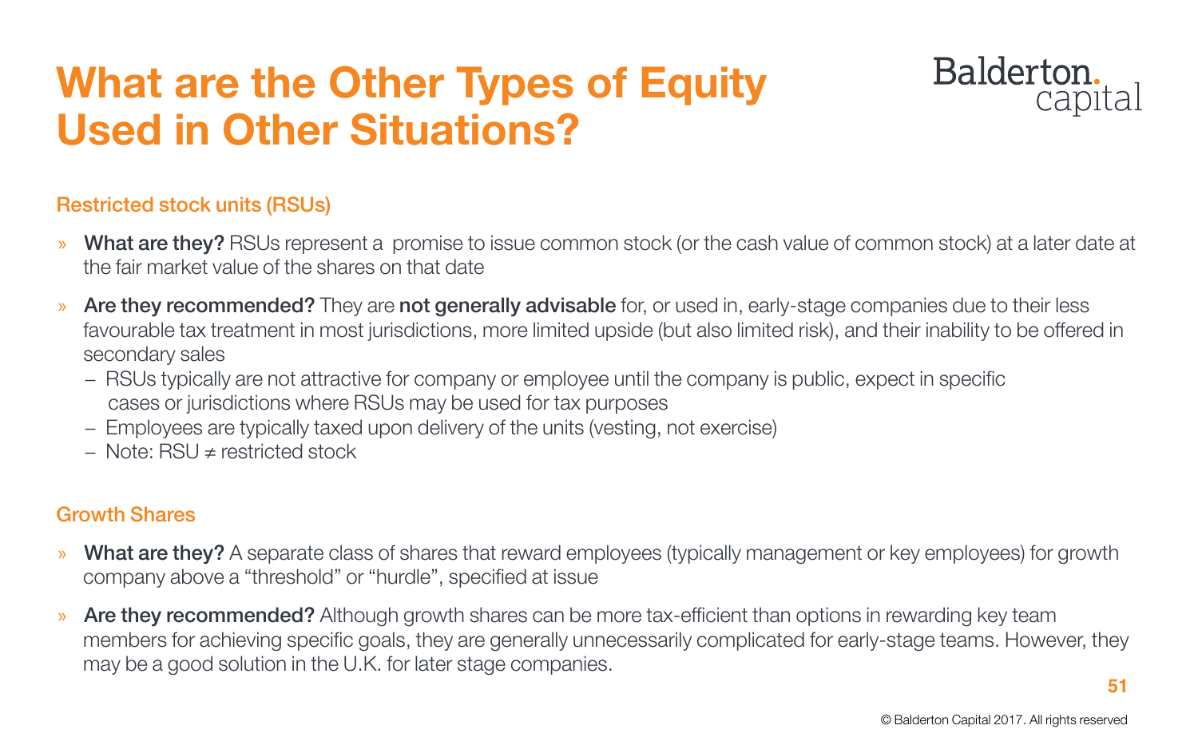# What are the Other Types of Equity Used in Other Situations?

### Restricted stock units (RSUs)

- **What are they?** RSUs represent a  promise to issue common stock (or the cash value of common stock) at a later date at the fair market value of the shares on that date
- **Are they recommended?** They are **not generally advisable** for, or used in, early-stage companies due to their less favourable tax treatment in most jurisdictions, more limited upside (but also limited risk), and their inability to be offered in secondary sales
  - RSUs typically are not attractive for company or employee until the company is public, expect in specific cases or jurisdictions where RSUs may be used for tax purposes
  - Employees are typically taxed upon delivery of the units (vesting, not exercise)
  - Note: RSU ≠ restricted stock

### Growth Shares

- **What are they?** A separate class of shares that reward employees (typically management or key employees) for growth company above a “threshold” or “hurdle”, specified at issue
- **Are they recommended?** Although growth shares can be more tax-efficient than options in rewarding key team members for achieving specific goals, they are generally unnecessarily complicated for early-stage teams. However, they may be a good solution in the U.K. for later stage companies.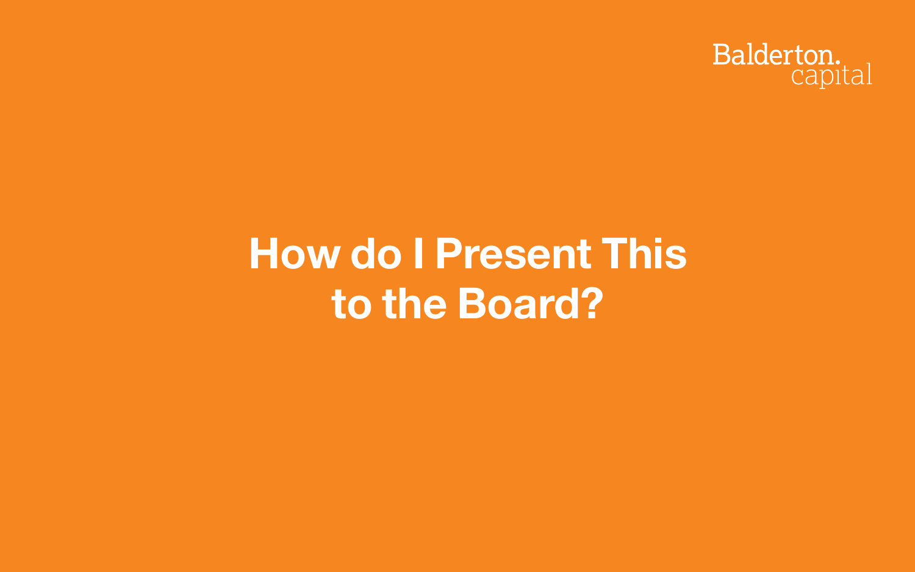# How do I Present This to the Board?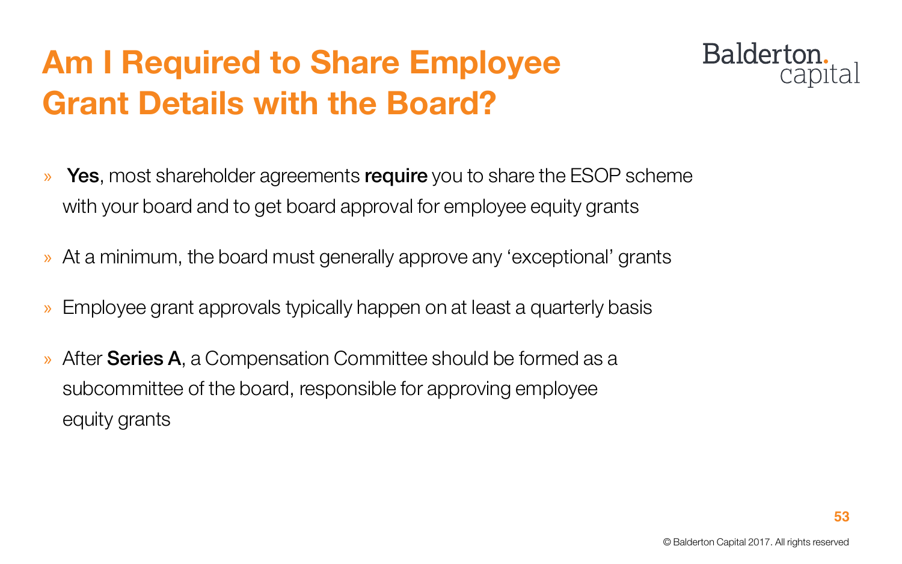# Am I Required to Share Employee Grant Details with the Board?

- **Yes**, most shareholder agreements **require** you to share the ESOP scheme with your board and to get board approval for employee equity grants
- At a minimum, the board must generally approve any 'exceptional' grants
- Employee grant approvals typically happen on at least a quarterly basis
- After **Series A**, a Compensation Committee should be formed as a subcommittee of the board, responsible for approving employee equity grants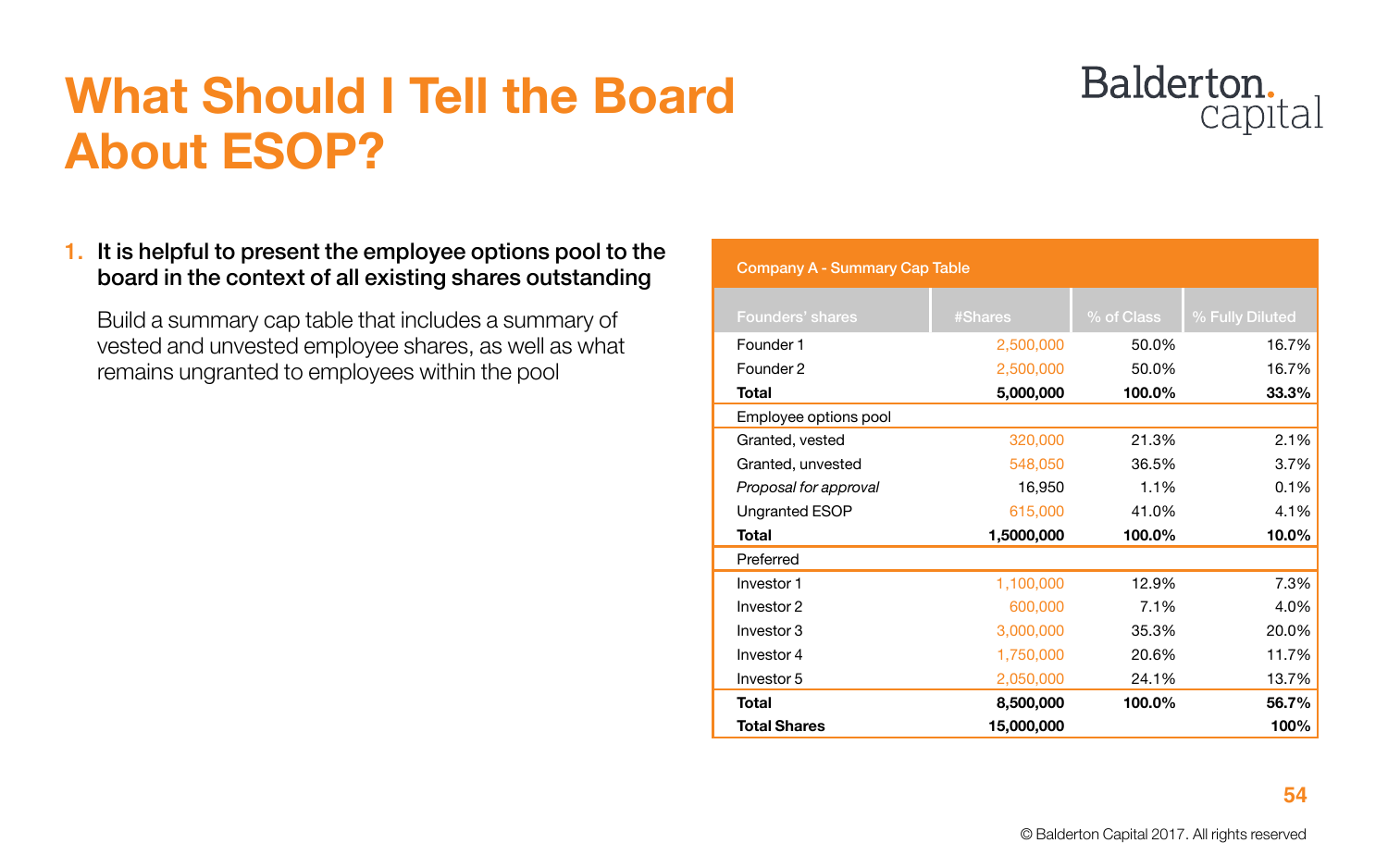# What Should I Tell the Board About ESOP?

1. **It is helpful to present the employee options pool to the board in the context of all existing shares outstanding**

   Build a summary cap table that includes a summary of vested and unvested employee shares, as well as what remains ungranted to employees within the pool

| Company A - Summary Cap Table | | | |
|---|---|---|---|
| Founders' shares | #Shares | % of Class | % Fully Diluted |
| Founder 1 | 2,500,000 | 50.0% | 16.7% |
| Founder 2 | 2,500,000 | 50.0% | 16.7% |
| **Total** | **5,000,000** | **100.0%** | **33.3%** |
| Employee options pool | | | |
| Granted, vested | 320,000 | 21.3% | 2.1% |
| Granted, unvested | 548,050 | 36.5% | 3.7% |
| *Proposal for approval* | 16,950 | 1.1% | 0.1% |
| Ungranted ESOP | 615,000 | 41.0% | 4.1% |
| **Total** | **1,5000,000** | **100.0%** | **10.0%** |
| Preferred | | | |
| Investor 1 | 1,100,000 | 12.9% | 7.3% |
| Investor 2 | 600,000 | 7.1% | 4.0% |
| Investor 3 | 3,000,000 | 35.3% | 20.0% |
| Investor 4 | 1,750,000 | 20.6% | 11.7% |
| Investor 5 | 2,050,000 | 24.1% | 13.7% |
| **Total** | **8,500,000** | **100.0%** | **56.7%** |
| **Total Shares** | **15,000,000** | | **100%** |

© Balderton Capital 2017. All rights reserved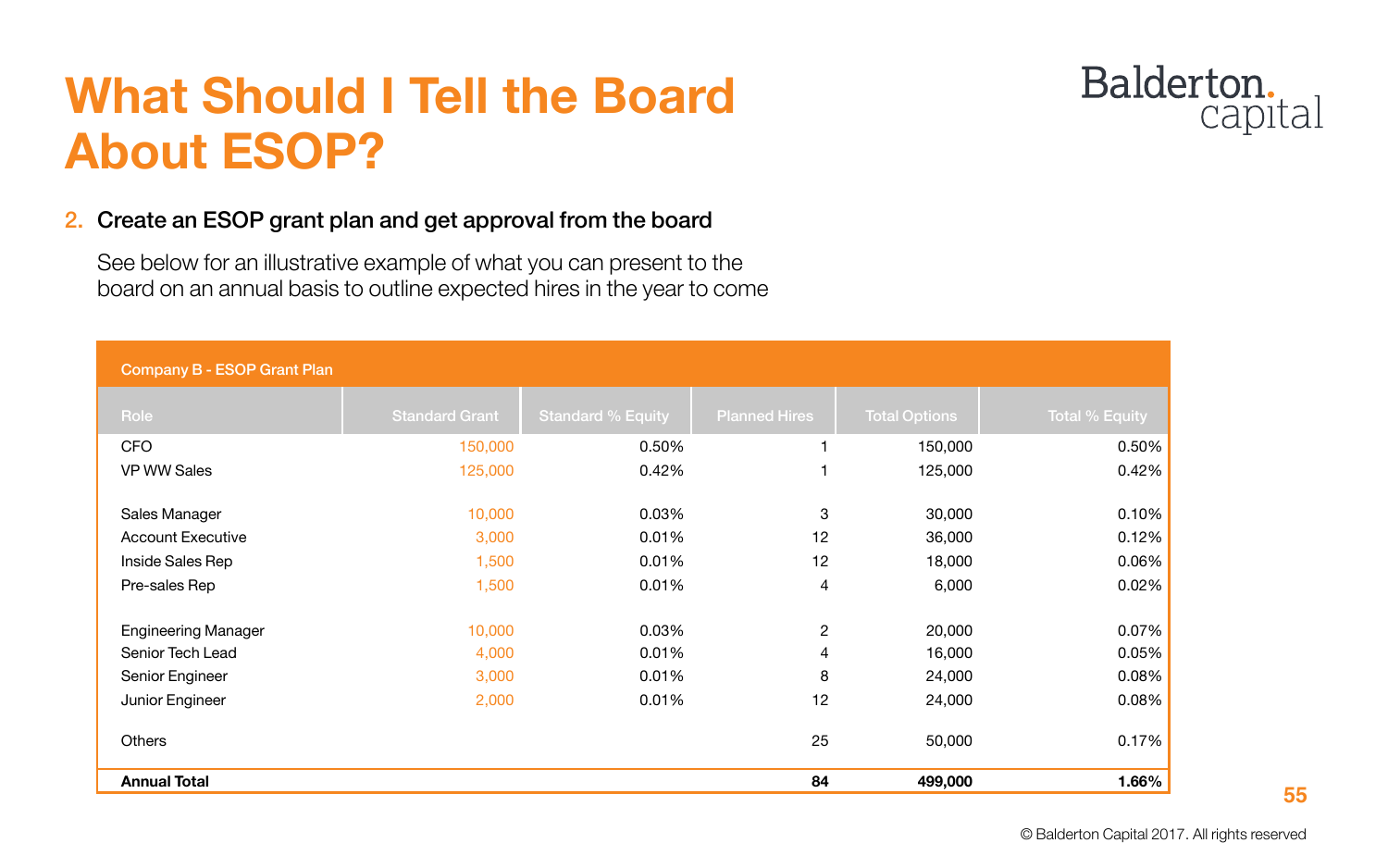# What Should I Tell the Board About ESOP?

2. **Create an ESOP grant plan and get approval from the board**

   See below for an illustrative example of what you can present to the board on an annual basis to outline expected hires in the year to come

**Company B - ESOP Grant Plan**

| Role | Standard Grant | Standard % Equity | Planned Hires | Total Options | Total % Equity |
|---|---|---|---|---|---|
| CFO | 150,000 | 0.50% | 1 | 150,000 | 0.50% |
| VP WW Sales | 125,000 | 0.42% | 1 | 125,000 | 0.42% |
| Sales Manager | 10,000 | 0.03% | 3 | 30,000 | 0.10% |
| Account Executive | 3,000 | 0.01% | 12 | 36,000 | 0.12% |
| Inside Sales Rep | 1,500 | 0.01% | 12 | 18,000 | 0.06% |
| Pre-sales Rep | 1,500 | 0.01% | 4 | 6,000 | 0.02% |
| Engineering Manager | 10,000 | 0.03% | 2 | 20,000 | 0.07% |
| Senior Tech Lead | 4,000 | 0.01% | 4 | 16,000 | 0.05% |
| Senior Engineer | 3,000 | 0.01% | 8 | 24,000 | 0.08% |
| Junior Engineer | 2,000 | 0.01% | 12 | 24,000 | 0.08% |
| Others | | | 25 | 50,000 | 0.17% |
| **Annual Total** | | | **84** | **499,000** | **1.66%** |

© Balderton Capital 2017. All rights reserved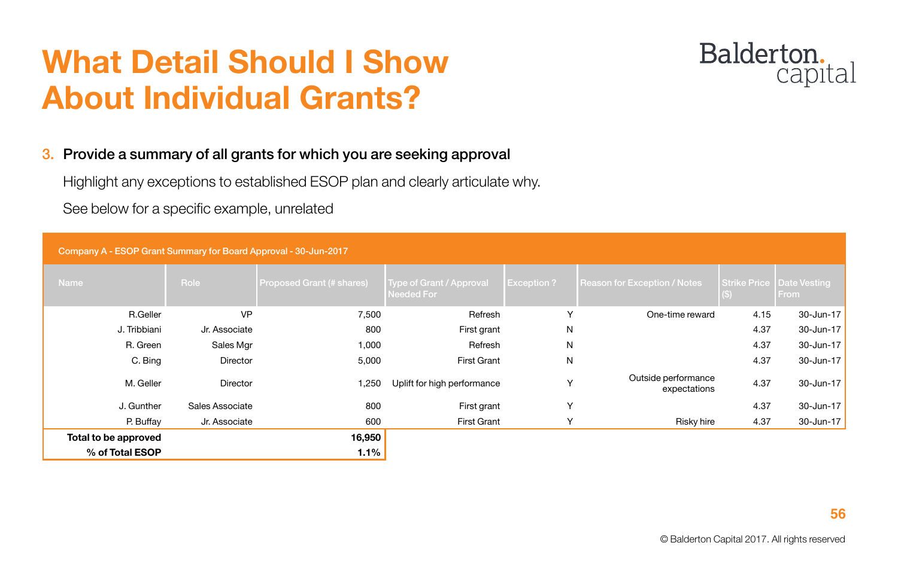# What Detail Should I Show About Individual Grants?

3. **Provide a summary of all grants for which you are seeking approval**

   Highlight any exceptions to established ESOP plan and clearly articulate why.

   See below for a specific example, unrelated

**Company A - ESOP Grant Summary for Board Approval - 30-Jun-2017**

| Name | Role | Proposed Grant (# shares) | Type of Grant / Approval Needed For | Exception ? | Reason for Exception / Notes | Strike Price ($) | Date Vesting From |
|---|---|---|---|---|---|---|---|
| R.Geller | VP | 7,500 | Refresh | Y | One-time reward | 4.15 | 30-Jun-17 |
| J. Tribbiani | Jr. Associate | 800 | First grant | N | | 4.37 | 30-Jun-17 |
| R. Green | Sales Mgr | 1,000 | Refresh | N | | 4.37 | 30-Jun-17 |
| C. Bing | Director | 5,000 | First Grant | N | | 4.37 | 30-Jun-17 |
| M. Geller | Director | 1,250 | Uplift for high performance | Y | Outside performance expectations | 4.37 | 30-Jun-17 |
| J. Gunther | Sales Associate | 800 | First grant | Y | | 4.37 | 30-Jun-17 |
| P. Buffay | Jr. Associate | 600 | First Grant | Y | Risky hire | 4.37 | 30-Jun-17 |
| **Total to be approved** | | **16,950** | | | | | |
| **% of Total ESOP** | | **1.1%** | | | | | |

© Balderton Capital 2017. All rights reserved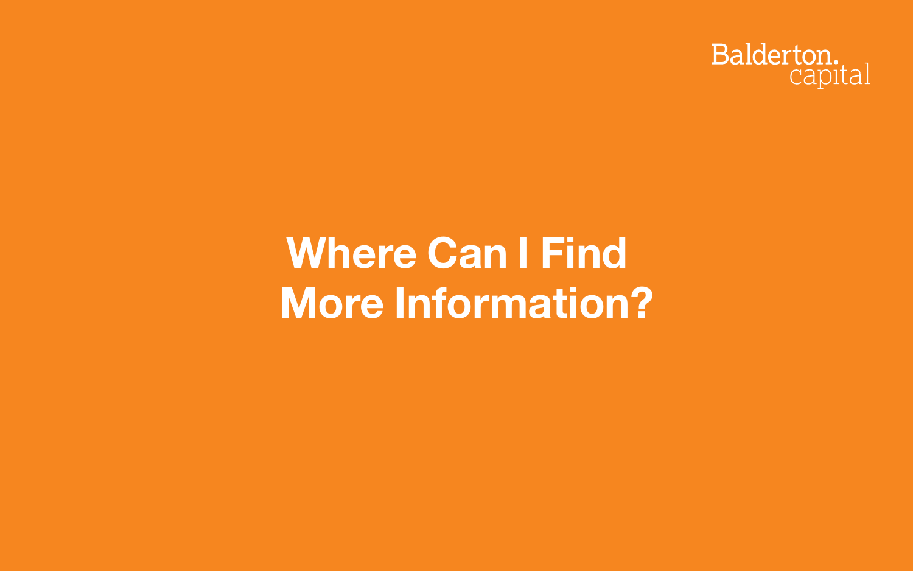# Where Can I Find More Information?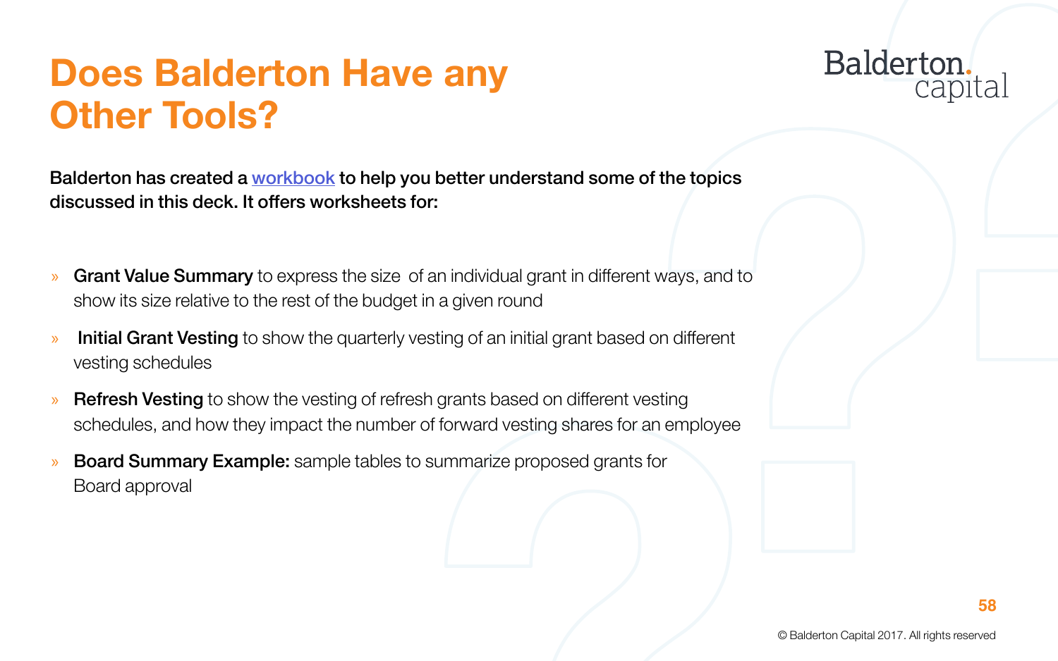# Does Balderton Have any Other Tools?

**Balderton has created a workbook to help you better understand some of the topics discussed in this deck. It offers worksheets for:**

- **Grant Value Summary** to express the size of an individual grant in different ways, and to show its size relative to the rest of the budget in a given round
- **Initial Grant Vesting** to show the quarterly vesting of an initial grant based on different vesting schedules
- **Refresh Vesting** to show the vesting of refresh grants based on different vesting schedules, and how they impact the number of forward vesting shares for an employee
- **Board Summary Example:** sample tables to summarize proposed grants for Board approval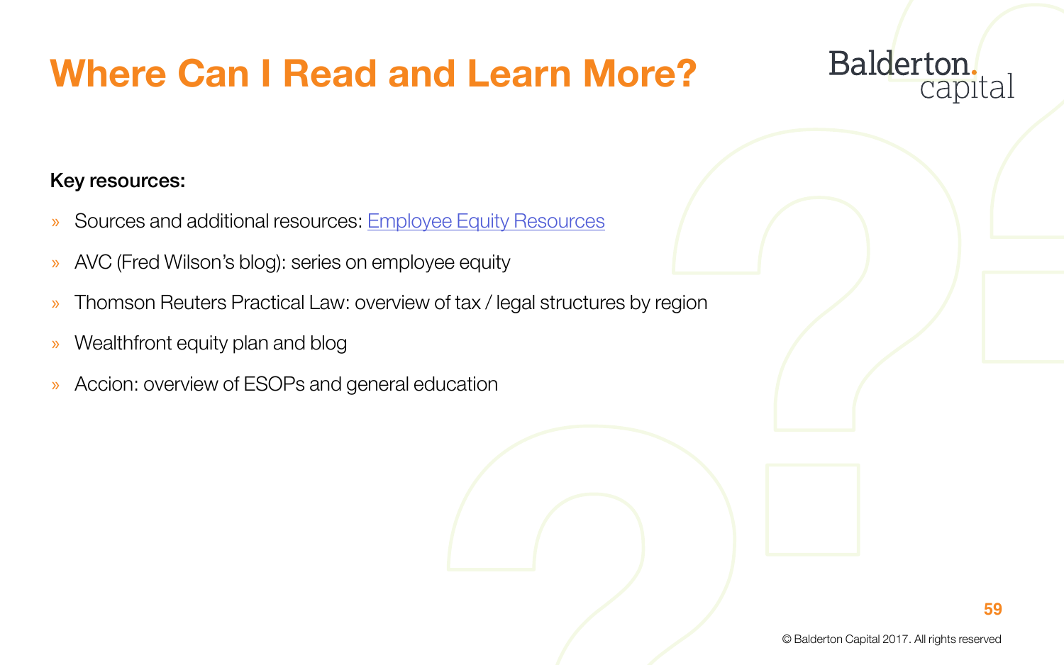# Where Can I Read and Learn More?

**Key resources:**

- Sources and additional resources: Employee Equity Resources
- AVC (Fred Wilson's blog): series on employee equity
- Thomson Reuters Practical Law: overview of tax / legal structures by region
- Wealthfront equity plan and blog
- Accion: overview of ESOPs and general education

© Balderton Capital 2017. All rights reserved